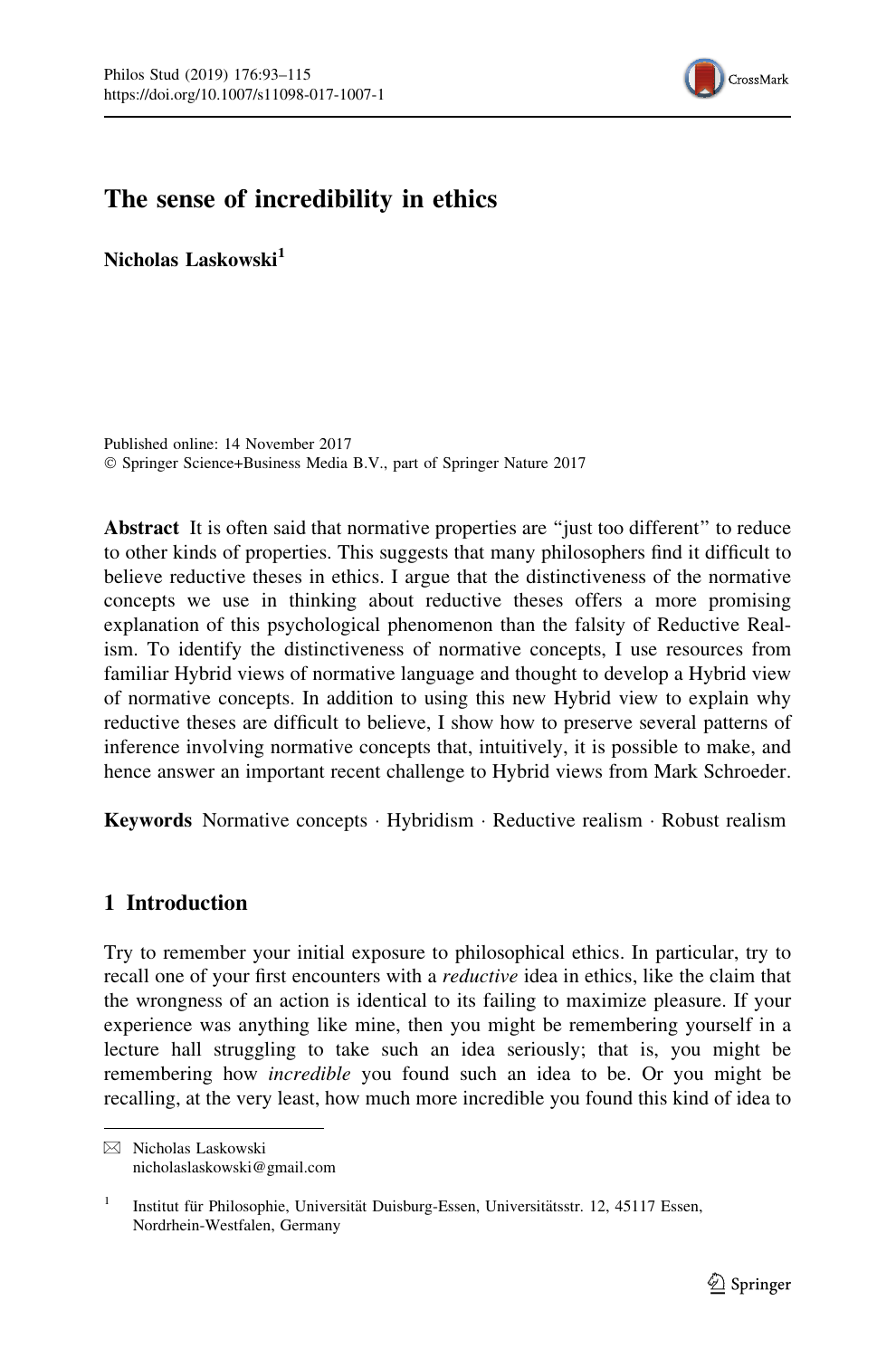# The sense of incredibility in ethics

**Nicholas Laskowski**[1]

Published online: 14 November 2017
© Springer Science+Business Media B.V., part of Springer Nature 2017

**Abstract** It is often said that normative properties are "just too different" to reduce to other kinds of properties. This suggests that many philosophers find it difficult to believe reductive theses in ethics. I argue that the distinctiveness of the normative concepts we use in thinking about reductive theses offers a more promising explanation of this psychological phenomenon than the falsity of Reductive Realism. To identify the distinctiveness of normative concepts, I use resources from familiar Hybrid views of normative language and thought to develop a Hybrid view of normative concepts. In addition to using this new Hybrid view to explain why reductive theses are difficult to believe, I show how to preserve several patterns of inference involving normative concepts that, intuitively, it is possible to make, and hence answer an important recent challenge to Hybrid views from Mark Schroeder.

**Keywords** Normative concepts · Hybridism · Reductive realism · Robust realism

## 1 Introduction

Try to remember your initial exposure to philosophical ethics. In particular, try to recall one of your first encounters with a *reductive* idea in ethics, like the claim that the wrongness of an action is identical to its failing to maximize pleasure. If your experience was anything like mine, then you might be remembering yourself in a lecture hall struggling to take such an idea seriously; that is, you might be remembering how *incredible* you found such an idea to be. Or you might be recalling, at the very least, how much more incredible you found this kind of idea to

---

✉ Nicholas Laskowski
nicholaslaskowski@gmail.com

[1] Institut für Philosophie, Universität Duisburg-Essen, Universitätsstr. 12, 45117 Essen, Nordrhein-Westfalen, Germany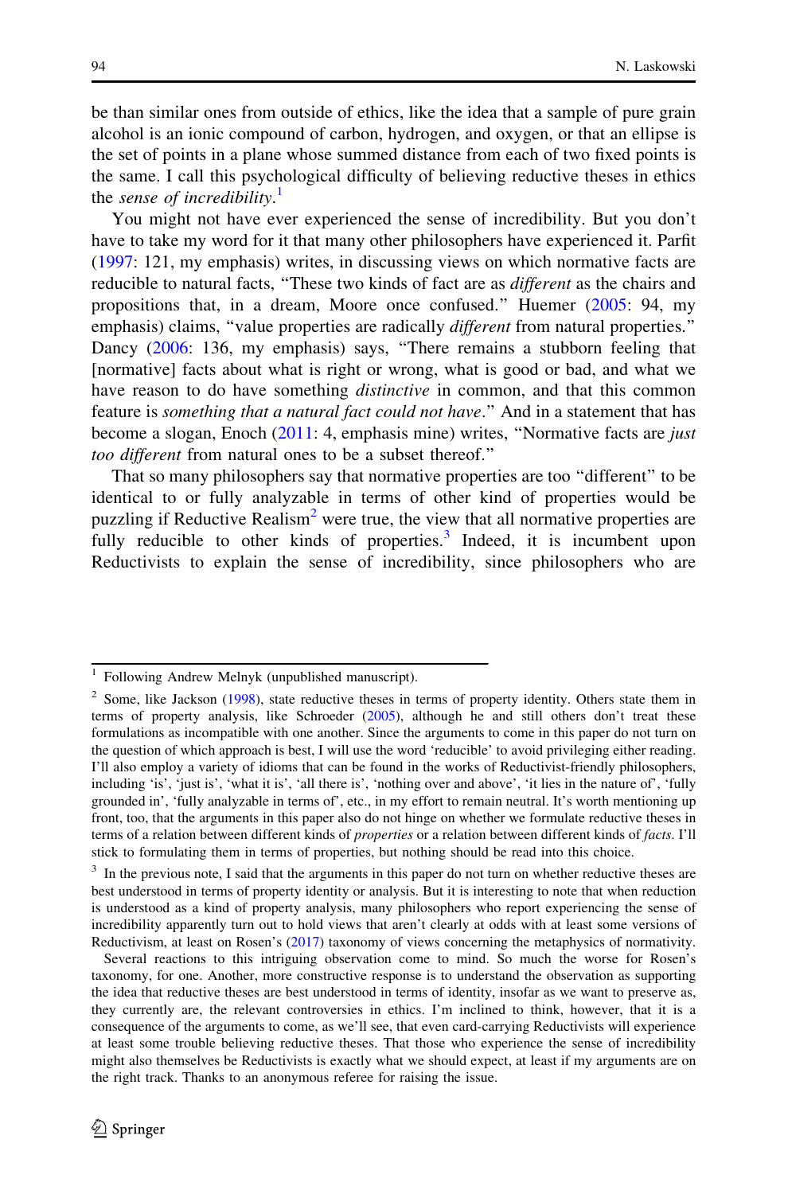be than similar ones from outside of ethics, like the idea that a sample of pure grain alcohol is an ionic compound of carbon, hydrogen, and oxygen, or that an ellipse is the set of points in a plane whose summed distance from each of two fixed points is the same. I call this psychological difficulty of believing reductive theses in ethics the *sense of incredibility*.[1]

You might not have ever experienced the sense of incredibility. But you don't have to take my word for it that many other philosophers have experienced it. Parfit (1997: 121, my emphasis) writes, in discussing views on which normative facts are reducible to natural facts, "These two kinds of fact are as *different* as the chairs and propositions that, in a dream, Moore once confused." Huemer (2005: 94, my emphasis) claims, "value properties are radically *different* from natural properties." Dancy (2006: 136, my emphasis) says, "There remains a stubborn feeling that [normative] facts about what is right or wrong, what is good or bad, and what we have reason to do have something *distinctive* in common, and that this common feature is *something that a natural fact could not have*." And in a statement that has become a slogan, Enoch (2011: 4, emphasis mine) writes, "Normative facts are *just too different* from natural ones to be a subset thereof."

That so many philosophers say that normative properties are too "different" to be identical to or fully analyzable in terms of other kind of properties would be puzzling if Reductive Realism[2] were true, the view that all normative properties are fully reducible to other kinds of properties.[3] Indeed, it is incumbent upon Reductivists to explain the sense of incredibility, since philosophers who are

---

[1] Following Andrew Melnyk (unpublished manuscript).

[2] Some, like Jackson (1998), state reductive theses in terms of property identity. Others state them in terms of property analysis, like Schroeder (2005), although he and still others don't treat these formulations as incompatible with one another. Since the arguments to come in this paper do not turn on the question of which approach is best, I will use the word 'reducible' to avoid privileging either reading. I'll also employ a variety of idioms that can be found in the works of Reductivist-friendly philosophers, including 'is', 'just is', 'what it is', 'all there is', 'nothing over and above', 'it lies in the nature of', 'fully grounded in', 'fully analyzable in terms of', etc., in my effort to remain neutral. It's worth mentioning up front, too, that the arguments in this paper also do not hinge on whether we formulate reductive theses in terms of a relation between different kinds of *properties* or a relation between different kinds of *facts*. I'll stick to formulating them in terms of properties, but nothing should be read into this choice.

[3] In the previous note, I said that the arguments in this paper do not turn on whether reductive theses are best understood in terms of property identity or analysis. But it is interesting to note that when reduction is understood as a kind of property analysis, many philosophers who report experiencing the sense of incredibility apparently turn out to hold views that aren't clearly at odds with at least some versions of Reductivism, at least on Rosen's (2017) taxonomy of views concerning the metaphysics of normativity.

Several reactions to this intriguing observation come to mind. So much the worse for Rosen's taxonomy, for one. Another, more constructive response is to understand the observation as supporting the idea that reductive theses are best understood in terms of identity, insofar as we want to preserve as, they currently are, the relevant controversies in ethics. I'm inclined to think, however, that it is a consequence of the arguments to come, as we'll see, that even card-carrying Reductivists will experience at least some trouble believing reductive theses. That those who experience the sense of incredibility might also themselves be Reductivists is exactly what we should expect, at least if my arguments are on the right track. Thanks to an anonymous referee for raising the issue.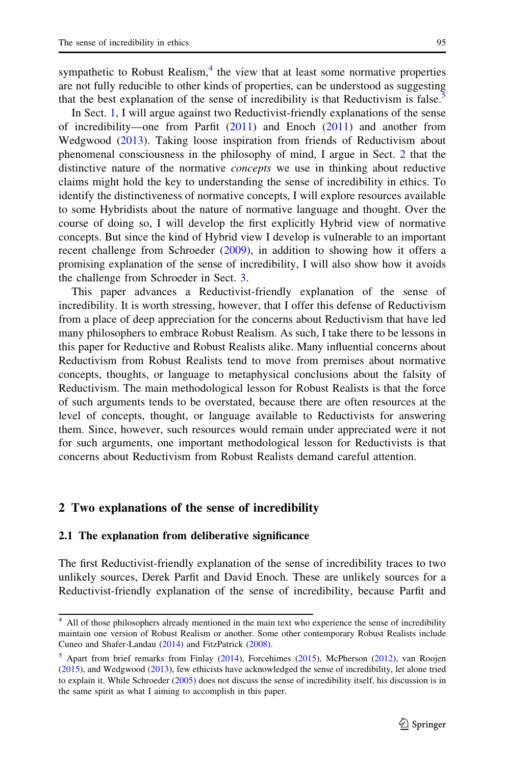sympathetic to Robust Realism,[4] the view that at least some normative properties are not fully reducible to other kinds of properties, can be understood as suggesting that the best explanation of the sense of incredibility is that Reductivism is false.[5]

In Sect. 1, I will argue against two Reductivist-friendly explanations of the sense of incredibility—one from Parfit (2011) and Enoch (2011) and another from Wedgwood (2013). Taking loose inspiration from friends of Reductivism about phenomenal consciousness in the philosophy of mind, I argue in Sect. 2 that the distinctive nature of the normative *concepts* we use in thinking about reductive claims might hold the key to understanding the sense of incredibility in ethics. To identify the distinctiveness of normative concepts, I will explore resources available to some Hybridists about the nature of normative language and thought. Over the course of doing so, I will develop the first explicitly Hybrid view of normative concepts. But since the kind of Hybrid view I develop is vulnerable to an important recent challenge from Schroeder (2009), in addition to showing how it offers a promising explanation of the sense of incredibility, I will also show how it avoids the challenge from Schroeder in Sect. 3.

This paper advances a Reductivist-friendly explanation of the sense of incredibility. It is worth stressing, however, that I offer this defense of Reductivism from a place of deep appreciation for the concerns about Reductivism that have led many philosophers to embrace Robust Realism. As such, I take there to be lessons in this paper for Reductive and Robust Realists alike. Many influential concerns about Reductivism from Robust Realists tend to move from premises about normative concepts, thoughts, or language to metaphysical conclusions about the falsity of Reductivism. The main methodological lesson for Robust Realists is that the force of such arguments tends to be overstated, because there are often resources at the level of concepts, thought, or language available to Reductivists for answering them. Since, however, such resources would remain under appreciated were it not for such arguments, one important methodological lesson for Reductivists is that concerns about Reductivism from Robust Realists demand careful attention.

## 2 Two explanations of the sense of incredibility

### 2.1 The explanation from deliberative significance

The first Reductivist-friendly explanation of the sense of incredibility traces to two unlikely sources, Derek Parfit and David Enoch. These are unlikely sources for a Reductivist-friendly explanation of the sense of incredibility, because Parfit and

---

[4] All of those philosophers already mentioned in the main text who experience the sense of incredibility maintain one version of Robust Realism or another. Some other contemporary Robust Realists include Cuneo and Shafer-Landau (2014) and FitzPatrick (2008).

[5] Apart from brief remarks from Finlay (2014), Forcehimes (2015), McPherson (2012), van Roojen (2015), and Wedgwood (2013), few ethicists have acknowledged the sense of incredibility, let alone tried to explain it. While Schroeder (2005) does not discuss the sense of incredibility itself, his discussion is in the same spirit as what I aiming to accomplish in this paper.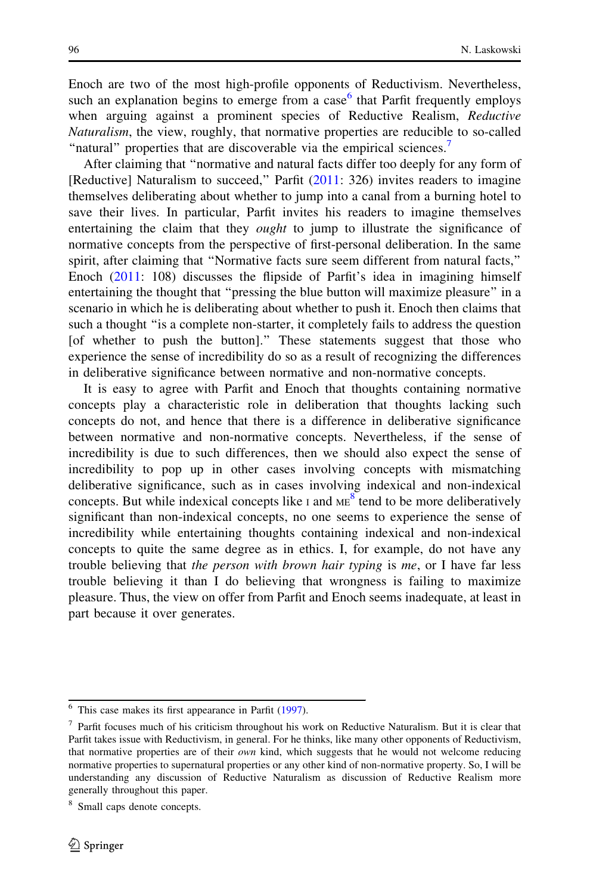Enoch are two of the most high-profile opponents of Reductivism. Nevertheless, such an explanation begins to emerge from a case[6] that Parfit frequently employs when arguing against a prominent species of Reductive Realism, *Reductive Naturalism*, the view, roughly, that normative properties are reducible to so-called "natural" properties that are discoverable via the empirical sciences.[7]

After claiming that "normative and natural facts differ too deeply for any form of [Reductive] Naturalism to succeed," Parfit (2011: 326) invites readers to imagine themselves deliberating about whether to jump into a canal from a burning hotel to save their lives. In particular, Parfit invites his readers to imagine themselves entertaining the claim that they *ought* to jump to illustrate the significance of normative concepts from the perspective of first-personal deliberation. In the same spirit, after claiming that "Normative facts sure seem different from natural facts," Enoch (2011: 108) discusses the flipside of Parfit's idea in imagining himself entertaining the thought that "pressing the blue button will maximize pleasure" in a scenario in which he is deliberating about whether to push it. Enoch then claims that such a thought "is a complete non-starter, it completely fails to address the question [of whether to push the button]." These statements suggest that those who experience the sense of incredibility do so as a result of recognizing the differences in deliberative significance between normative and non-normative concepts.

It is easy to agree with Parfit and Enoch that thoughts containing normative concepts play a characteristic role in deliberation that thoughts lacking such concepts do not, and hence that there is a difference in deliberative significance between normative and non-normative concepts. Nevertheless, if the sense of incredibility is due to such differences, then we should also expect the sense of incredibility to pop up in other cases involving concepts with mismatching deliberative significance, such as in cases involving indexical and non-indexical concepts. But while indexical concepts like I and ME[8] tend to be more deliberatively significant than non-indexical concepts, no one seems to experience the sense of incredibility while entertaining thoughts containing indexical and non-indexical concepts to quite the same degree as in ethics. I, for example, do not have any trouble believing that *the person with brown hair typing* is *me*, or I have far less trouble believing it than I do believing that wrongness is failing to maximize pleasure. Thus, the view on offer from Parfit and Enoch seems inadequate, at least in part because it over generates.

---

[6] This case makes its first appearance in Parfit (1997).

[7] Parfit focuses much of his criticism throughout his work on Reductive Naturalism. But it is clear that Parfit takes issue with Reductivism, in general. For he thinks, like many other opponents of Reductivism, that normative properties are of their *own* kind, which suggests that he would not welcome reducing normative properties to supernatural properties or any other kind of non-normative property. So, I will be understanding any discussion of Reductive Naturalism as discussion of Reductive Realism more generally throughout this paper.

[8] Small caps denote concepts.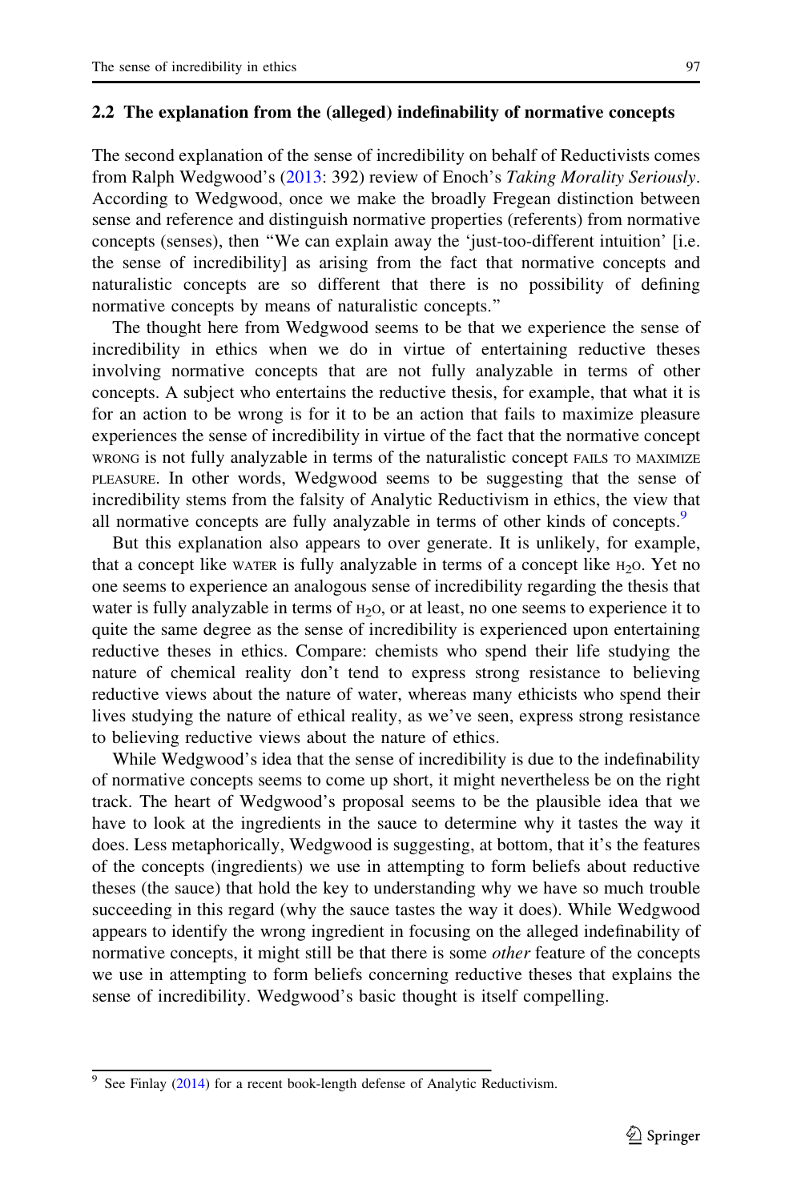### 2.2 The explanation from the (alleged) indefinability of normative concepts

The second explanation of the sense of incredibility on behalf of Reductivists comes from Ralph Wedgwood's (2013: 392) review of Enoch's *Taking Morality Seriously*. According to Wedgwood, once we make the broadly Fregean distinction between sense and reference and distinguish normative properties (referents) from normative concepts (senses), then "We can explain away the 'just-too-different intuition' [i.e. the sense of incredibility] as arising from the fact that normative concepts and naturalistic concepts are so different that there is no possibility of defining normative concepts by means of naturalistic concepts."

The thought here from Wedgwood seems to be that we experience the sense of incredibility in ethics when we do in virtue of entertaining reductive theses involving normative concepts that are not fully analyzable in terms of other concepts. A subject who entertains the reductive thesis, for example, that what it is for an action to be wrong is for it to be an action that fails to maximize pleasure experiences the sense of incredibility in virtue of the fact that the normative concept WRONG is not fully analyzable in terms of the naturalistic concept FAILS TO MAXIMIZE PLEASURE. In other words, Wedgwood seems to be suggesting that the sense of incredibility stems from the falsity of Analytic Reductivism in ethics, the view that all normative concepts are fully analyzable in terms of other kinds of concepts.[9]

But this explanation also appears to over generate. It is unlikely, for example, that a concept like WATER is fully analyzable in terms of a concept like $H_2O$. Yet no one seems to experience an analogous sense of incredibility regarding the thesis that water is fully analyzable in terms of $H_2O$, or at least, no one seems to experience it to quite the same degree as the sense of incredibility is experienced upon entertaining reductive theses in ethics. Compare: chemists who spend their life studying the nature of chemical reality don't tend to express strong resistance to believing reductive views about the nature of water, whereas many ethicists who spend their lives studying the nature of ethical reality, as we've seen, express strong resistance to believing reductive views about the nature of ethics.

While Wedgwood's idea that the sense of incredibility is due to the indefinability of normative concepts seems to come up short, it might nevertheless be on the right track. The heart of Wedgwood's proposal seems to be the plausible idea that we have to look at the ingredients in the sauce to determine why it tastes the way it does. Less metaphorically, Wedgwood is suggesting, at bottom, that it's the features of the concepts (ingredients) we use in attempting to form beliefs about reductive theses (the sauce) that hold the key to understanding why we have so much trouble succeeding in this regard (why the sauce tastes the way it does). While Wedgwood appears to identify the wrong ingredient in focusing on the alleged indefinability of normative concepts, it might still be that there is some *other* feature of the concepts we use in attempting to form beliefs concerning reductive theses that explains the sense of incredibility. Wedgwood's basic thought is itself compelling.

[9] See Finlay (2014) for a recent book-length defense of Analytic Reductivism.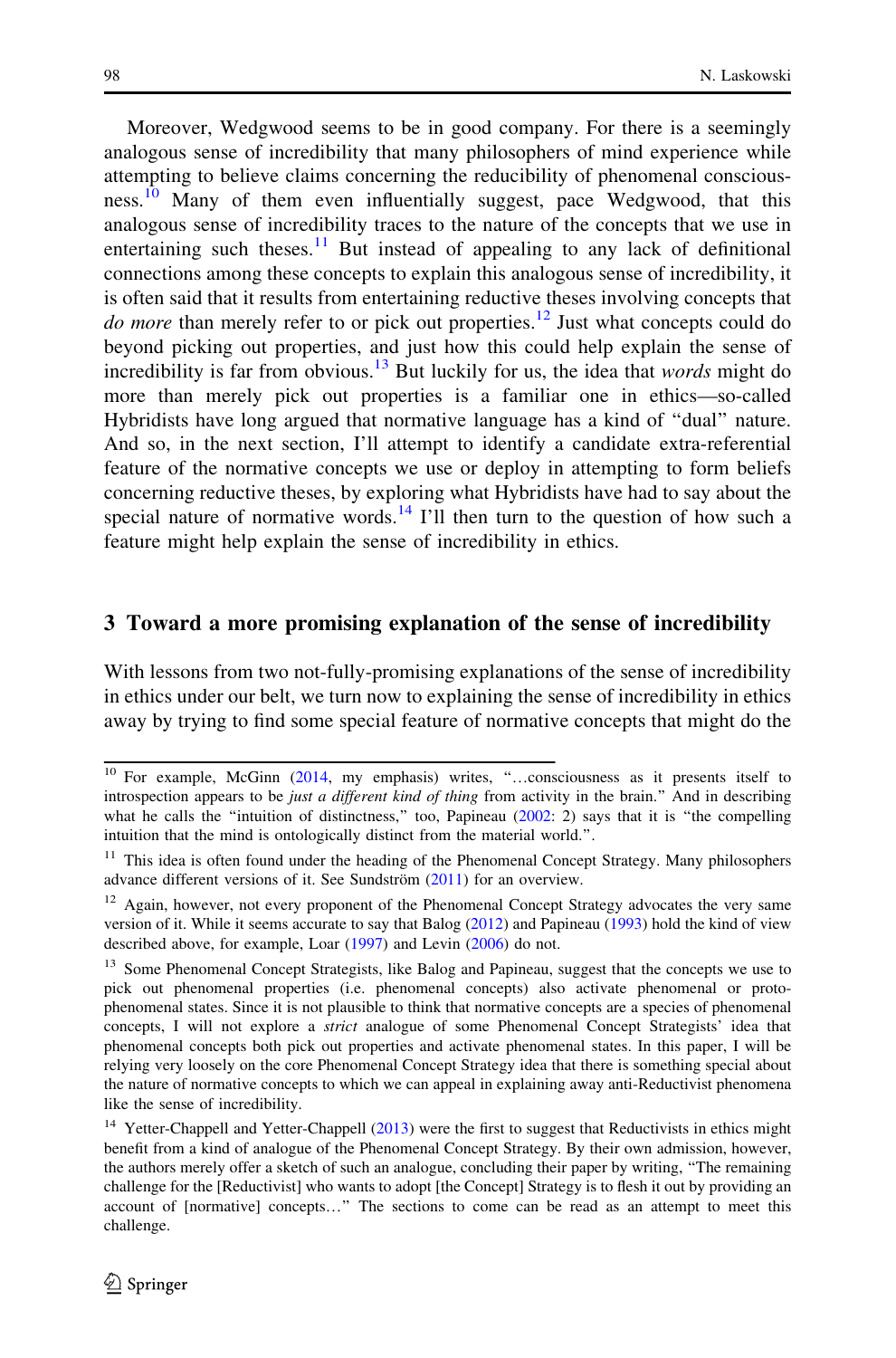Moreover, Wedgwood seems to be in good company. For there is a seemingly analogous sense of incredibility that many philosophers of mind experience while attempting to believe claims concerning the reducibility of phenomenal consciousness.[10] Many of them even influentially suggest, pace Wedgwood, that this analogous sense of incredibility traces to the nature of the concepts that we use in entertaining such theses.[11] But instead of appealing to any lack of definitional connections among these concepts to explain this analogous sense of incredibility, it is often said that it results from entertaining reductive theses involving concepts that *do more* than merely refer to or pick out properties.[12] Just what concepts could do beyond picking out properties, and just how this could help explain the sense of incredibility is far from obvious.[13] But luckily for us, the idea that *words* might do more than merely pick out properties is a familiar one in ethics—so-called Hybridists have long argued that normative language has a kind of "dual" nature. And so, in the next section, I'll attempt to identify a candidate extra-referential feature of the normative concepts we use or deploy in attempting to form beliefs concerning reductive theses, by exploring what Hybridists have had to say about the special nature of normative words.[14] I'll then turn to the question of how such a feature might help explain the sense of incredibility in ethics.

## 3 Toward a more promising explanation of the sense of incredibility

With lessons from two not-fully-promising explanations of the sense of incredibility in ethics under our belt, we turn now to explaining the sense of incredibility in ethics away by trying to find some special feature of normative concepts that might do the

---

[10] For example, McGinn (2014, my emphasis) writes, "…consciousness as it presents itself to introspection appears to be *just a different kind of thing* from activity in the brain." And in describing what he calls the "intuition of distinctness," too, Papineau (2002: 2) says that it is "the compelling intuition that the mind is ontologically distinct from the material world.".

[11] This idea is often found under the heading of the Phenomenal Concept Strategy. Many philosophers advance different versions of it. See Sundström (2011) for an overview.

[12] Again, however, not every proponent of the Phenomenal Concept Strategy advocates the very same version of it. While it seems accurate to say that Balog (2012) and Papineau (1993) hold the kind of view described above, for example, Loar (1997) and Levin (2006) do not.

[13] Some Phenomenal Concept Strategists, like Balog and Papineau, suggest that the concepts we use to pick out phenomenal properties (i.e. phenomenal concepts) also activate phenomenal or proto-phenomenal states. Since it is not plausible to think that normative concepts are a species of phenomenal concepts, I will not explore a *strict* analogue of some Phenomenal Concept Strategists' idea that phenomenal concepts both pick out properties and activate phenomenal states. In this paper, I will be relying very loosely on the core Phenomenal Concept Strategy idea that there is something special about the nature of normative concepts to which we can appeal in explaining away anti-Reductivist phenomena like the sense of incredibility.

[14] Yetter-Chappell and Yetter-Chappell (2013) were the first to suggest that Reductivists in ethics might benefit from a kind of analogue of the Phenomenal Concept Strategy. By their own admission, however, the authors merely offer a sketch of such an analogue, concluding their paper by writing, "The remaining challenge for the [Reductivist] who wants to adopt [the Concept] Strategy is to flesh it out by providing an account of [normative] concepts…" The sections to come can be read as an attempt to meet this challenge.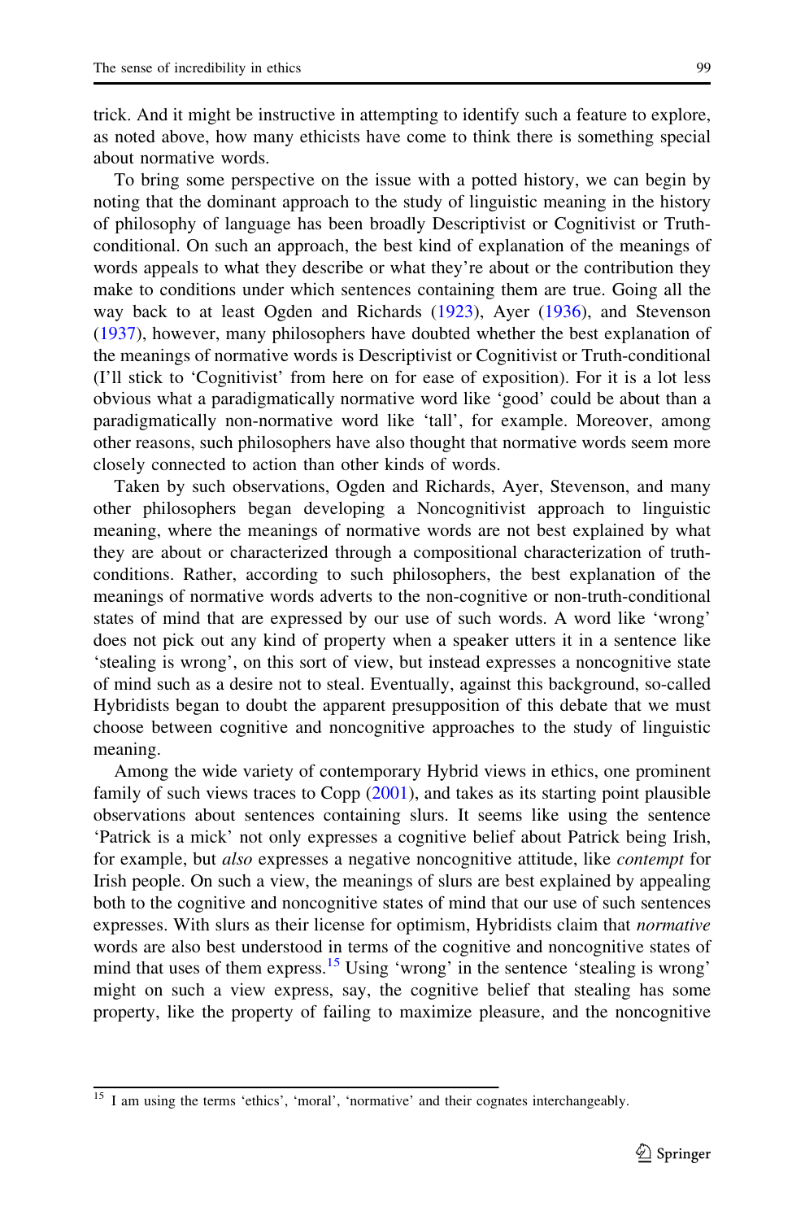trick. And it might be instructive in attempting to identify such a feature to explore, as noted above, how many ethicists have come to think there is something special about normative words.

To bring some perspective on the issue with a potted history, we can begin by noting that the dominant approach to the study of linguistic meaning in the history of philosophy of language has been broadly Descriptivist or Cognitivist or Truth-conditional. On such an approach, the best kind of explanation of the meanings of words appeals to what they describe or what they're about or the contribution they make to conditions under which sentences containing them are true. Going all the way back to at least Ogden and Richards (1923), Ayer (1936), and Stevenson (1937), however, many philosophers have doubted whether the best explanation of the meanings of normative words is Descriptivist or Cognitivist or Truth-conditional (I'll stick to 'Cognitivist' from here on for ease of exposition). For it is a lot less obvious what a paradigmatically normative word like 'good' could be about than a paradigmatically non-normative word like 'tall', for example. Moreover, among other reasons, such philosophers have also thought that normative words seem more closely connected to action than other kinds of words.

Taken by such observations, Ogden and Richards, Ayer, Stevenson, and many other philosophers began developing a Noncognitivist approach to linguistic meaning, where the meanings of normative words are not best explained by what they are about or characterized through a compositional characterization of truth-conditions. Rather, according to such philosophers, the best explanation of the meanings of normative words adverts to the non-cognitive or non-truth-conditional states of mind that are expressed by our use of such words. A word like 'wrong' does not pick out any kind of property when a speaker utters it in a sentence like 'stealing is wrong', on this sort of view, but instead expresses a noncognitive state of mind such as a desire not to steal. Eventually, against this background, so-called Hybridists began to doubt the apparent presupposition of this debate that we must choose between cognitive and noncognitive approaches to the study of linguistic meaning.

Among the wide variety of contemporary Hybrid views in ethics, one prominent family of such views traces to Copp (2001), and takes as its starting point plausible observations about sentences containing slurs. It seems like using the sentence 'Patrick is a mick' not only expresses a cognitive belief about Patrick being Irish, for example, but *also* expresses a negative noncognitive attitude, like *contempt* for Irish people. On such a view, the meanings of slurs are best explained by appealing both to the cognitive and noncognitive states of mind that our use of such sentences expresses. With slurs as their license for optimism, Hybridists claim that *normative* words are also best understood in terms of the cognitive and noncognitive states of mind that uses of them express.[15] Using 'wrong' in the sentence 'stealing is wrong' might on such a view express, say, the cognitive belief that stealing has some property, like the property of failing to maximize pleasure, and the noncognitive

[15] I am using the terms 'ethics', 'moral', 'normative' and their cognates interchangeably.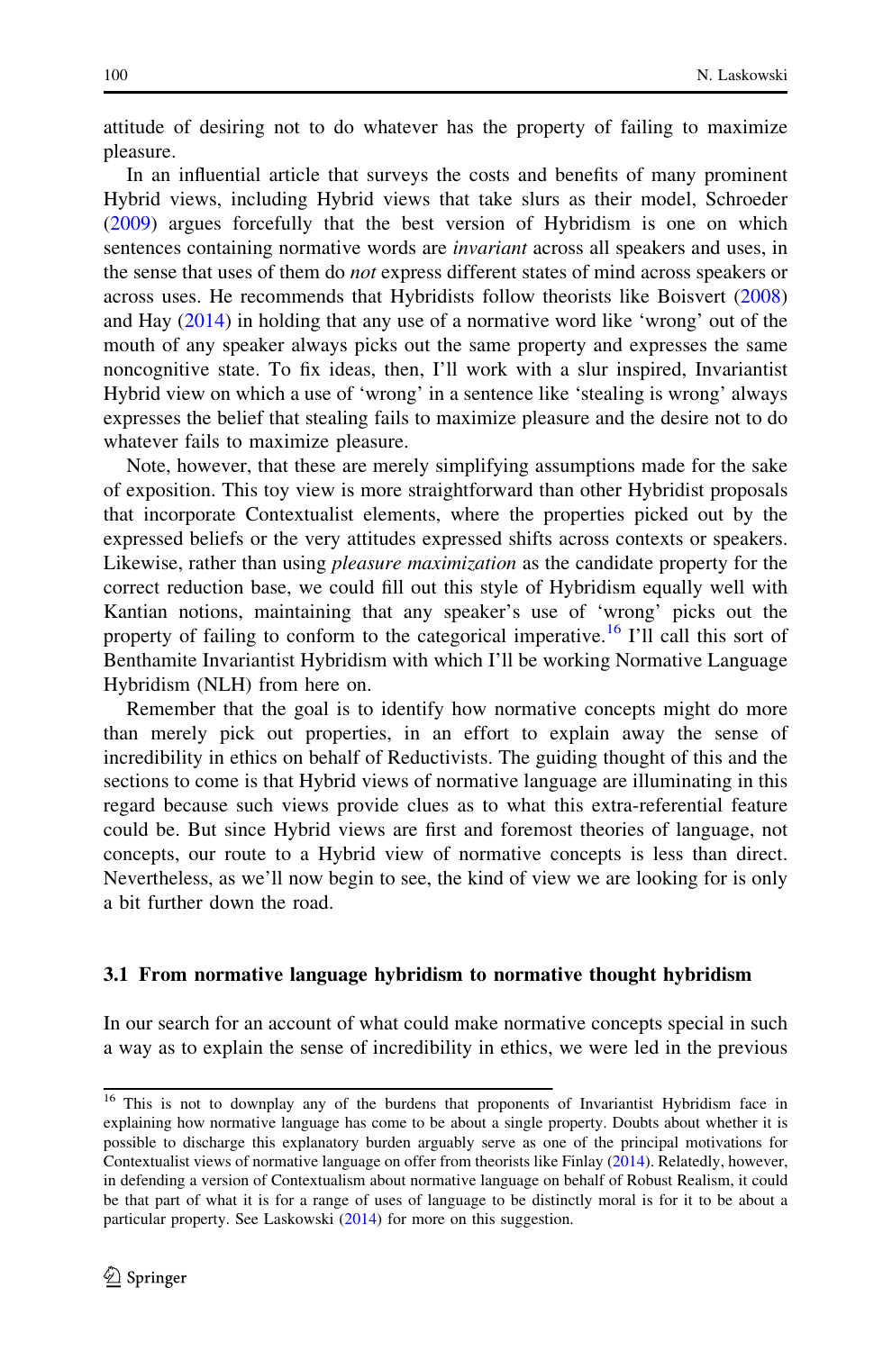attitude of desiring not to do whatever has the property of failing to maximize pleasure.

In an influential article that surveys the costs and benefits of many prominent Hybrid views, including Hybrid views that take slurs as their model, Schroeder (2009) argues forcefully that the best version of Hybridism is one on which sentences containing normative words are *invariant* across all speakers and uses, in the sense that uses of them do *not* express different states of mind across speakers or across uses. He recommends that Hybridists follow theorists like Boisvert (2008) and Hay (2014) in holding that any use of a normative word like 'wrong' out of the mouth of any speaker always picks out the same property and expresses the same noncognitive state. To fix ideas, then, I'll work with a slur inspired, Invariantist Hybrid view on which a use of 'wrong' in a sentence like 'stealing is wrong' always expresses the belief that stealing fails to maximize pleasure and the desire not to do whatever fails to maximize pleasure.

Note, however, that these are merely simplifying assumptions made for the sake of exposition. This toy view is more straightforward than other Hybridist proposals that incorporate Contextualist elements, where the properties picked out by the expressed beliefs or the very attitudes expressed shifts across contexts or speakers. Likewise, rather than using *pleasure maximization* as the candidate property for the correct reduction base, we could fill out this style of Hybridism equally well with Kantian notions, maintaining that any speaker's use of 'wrong' picks out the property of failing to conform to the categorical imperative.[16] I'll call this sort of Benthamite Invariantist Hybridism with which I'll be working Normative Language Hybridism (NLH) from here on.

Remember that the goal is to identify how normative concepts might do more than merely pick out properties, in an effort to explain away the sense of incredibility in ethics on behalf of Reductivists. The guiding thought of this and the sections to come is that Hybrid views of normative language are illuminating in this regard because such views provide clues as to what this extra-referential feature could be. But since Hybrid views are first and foremost theories of language, not concepts, our route to a Hybrid view of normative concepts is less than direct. Nevertheless, as we'll now begin to see, the kind of view we are looking for is only a bit further down the road.

### 3.1 From normative language hybridism to normative thought hybridism

In our search for an account of what could make normative concepts special in such a way as to explain the sense of incredibility in ethics, we were led in the previous

---

[16] This is not to downplay any of the burdens that proponents of Invariantist Hybridism face in explaining how normative language has come to be about a single property. Doubts about whether it is possible to discharge this explanatory burden arguably serve as one of the principal motivations for Contextualist views of normative language on offer from theorists like Finlay (2014). Relatedly, however, in defending a version of Contextualism about normative language on behalf of Robust Realism, it could be that part of what it is for a range of uses of language to be distinctly moral is for it to be about a particular property. See Laskowski (2014) for more on this suggestion.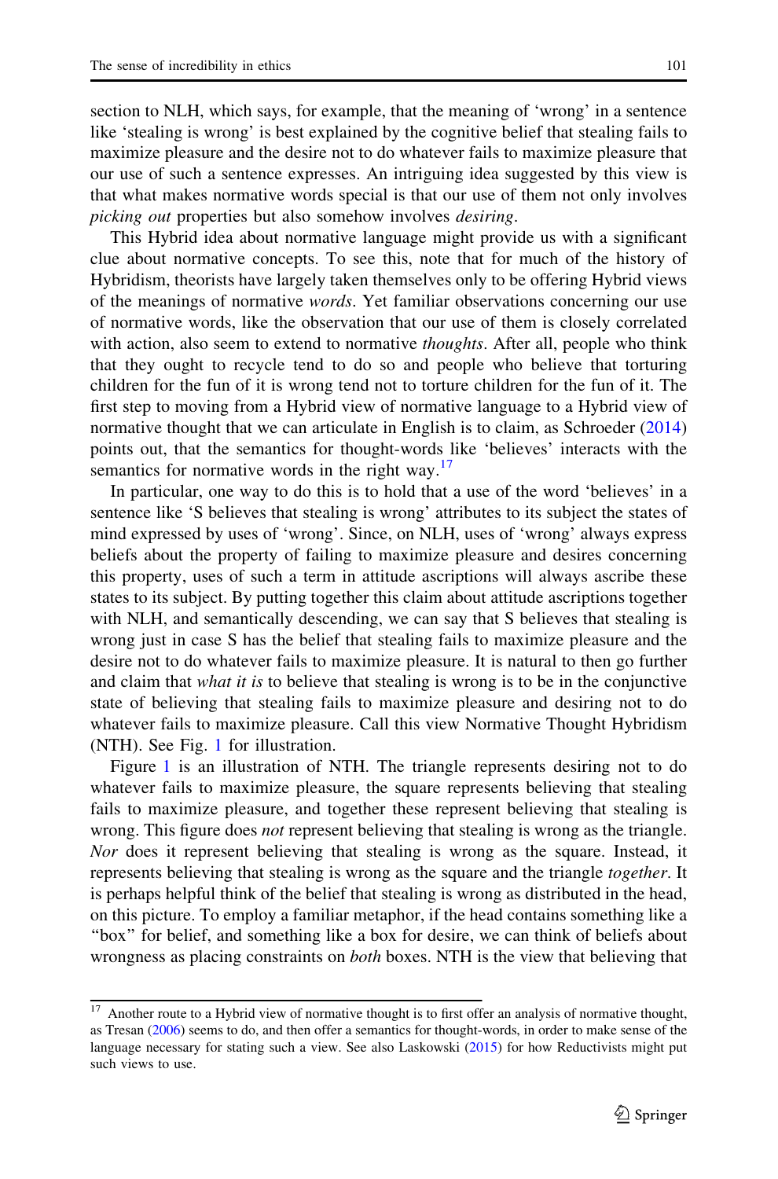section to NLH, which says, for example, that the meaning of 'wrong' in a sentence like 'stealing is wrong' is best explained by the cognitive belief that stealing fails to maximize pleasure and the desire not to do whatever fails to maximize pleasure that our use of such a sentence expresses. An intriguing idea suggested by this view is that what makes normative words special is that our use of them not only involves *picking out* properties but also somehow involves *desiring*.

This Hybrid idea about normative language might provide us with a significant clue about normative concepts. To see this, note that for much of the history of Hybridism, theorists have largely taken themselves only to be offering Hybrid views of the meanings of normative *words*. Yet familiar observations concerning our use of normative words, like the observation that our use of them is closely correlated with action, also seem to extend to normative *thoughts*. After all, people who think that they ought to recycle tend to do so and people who believe that torturing children for the fun of it is wrong tend not to torture children for the fun of it. The first step to moving from a Hybrid view of normative language to a Hybrid view of normative thought that we can articulate in English is to claim, as Schroeder (2014) points out, that the semantics for thought-words like 'believes' interacts with the semantics for normative words in the right way.[17]

In particular, one way to do this is to hold that a use of the word 'believes' in a sentence like 'S believes that stealing is wrong' attributes to its subject the states of mind expressed by uses of 'wrong'. Since, on NLH, uses of 'wrong' always express beliefs about the property of failing to maximize pleasure and desires concerning this property, uses of such a term in attitude ascriptions will always ascribe these states to its subject. By putting together this claim about attitude ascriptions together with NLH, and semantically descending, we can say that S believes that stealing is wrong just in case S has the belief that stealing fails to maximize pleasure and the desire not to do whatever fails to maximize pleasure. It is natural to then go further and claim that *what it is* to believe that stealing is wrong is to be in the conjunctive state of believing that stealing fails to maximize pleasure and desiring not to do whatever fails to maximize pleasure. Call this view Normative Thought Hybridism (NTH). See Fig. 1 for illustration.

Figure 1 is an illustration of NTH. The triangle represents desiring not to do whatever fails to maximize pleasure, the square represents believing that stealing fails to maximize pleasure, and together these represent believing that stealing is wrong. This figure does *not* represent believing that stealing is wrong as the triangle. *Nor* does it represent believing that stealing is wrong as the square. Instead, it represents believing that stealing is wrong as the square and the triangle *together*. It is perhaps helpful think of the belief that stealing is wrong as distributed in the head, on this picture. To employ a familiar metaphor, if the head contains something like a "box" for belief, and something like a box for desire, we can think of beliefs about wrongness as placing constraints on *both* boxes. NTH is the view that believing that

---

[17] Another route to a Hybrid view of normative thought is to first offer an analysis of normative thought, as Tresan (2006) seems to do, and then offer a semantics for thought-words, in order to make sense of the language necessary for stating such a view. See also Laskowski (2015) for how Reductivists might put such views to use.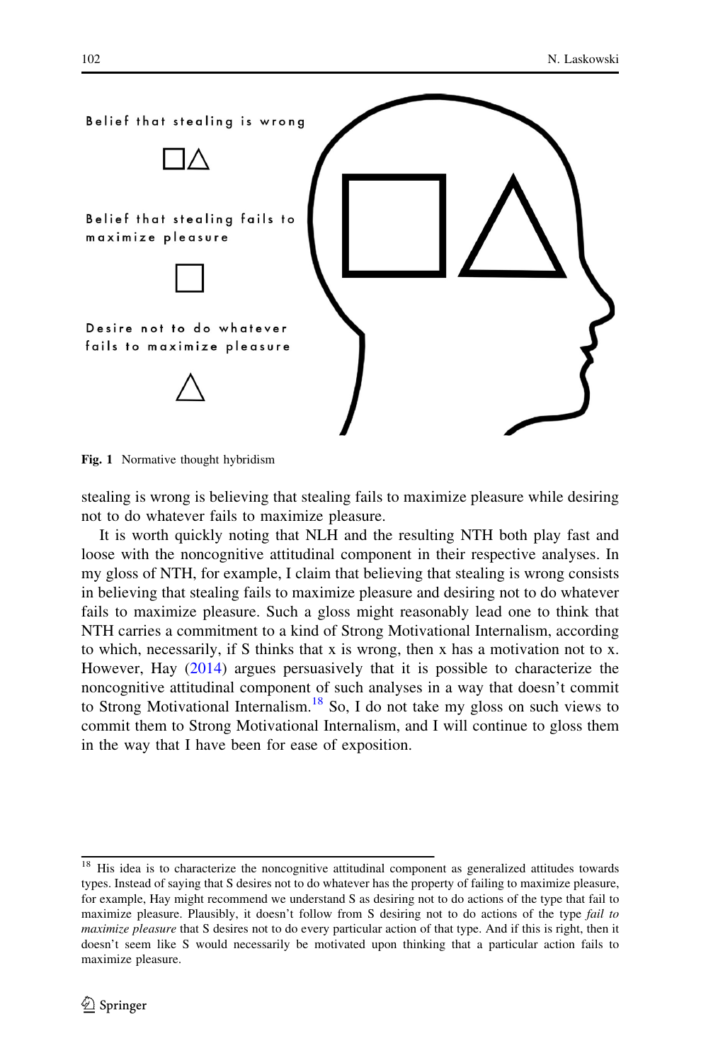Belief that stealing is wrong

Belief that stealing fails to maximize pleasure

Desire not to do whatever fails to maximize pleasure

Fig. 1 Normative thought hybridism

stealing is wrong is believing that stealing fails to maximize pleasure while desiring not to do whatever fails to maximize pleasure.

It is worth quickly noting that NLH and the resulting NTH both play fast and loose with the noncognitive attitudinal component in their respective analyses. In my gloss of NTH, for example, I claim that believing that stealing is wrong consists in believing that stealing fails to maximize pleasure and desiring not to do whatever fails to maximize pleasure. Such a gloss might reasonably lead one to think that NTH carries a commitment to a kind of Strong Motivational Internalism, according to which, necessarily, if S thinks that x is wrong, then x has a motivation not to x. However, Hay (2014) argues persuasively that it is possible to characterize the noncognitive attitudinal component of such analyses in a way that doesn't commit to Strong Motivational Internalism.[18] So, I do not take my gloss on such views to commit them to Strong Motivational Internalism, and I will continue to gloss them in the way that I have been for ease of exposition.

---

[18] His idea is to characterize the noncognitive attitudinal component as generalized attitudes towards types. Instead of saying that S desires not to do whatever has the property of failing to maximize pleasure, for example, Hay might recommend we understand S as desiring not to do actions of the type that fail to maximize pleasure. Plausibly, it doesn't follow from S desiring not to do actions of the type *fail to maximize pleasure* that S desires not to do every particular action of that type. And if this is right, then it doesn't seem like S would necessarily be motivated upon thinking that a particular action fails to maximize pleasure.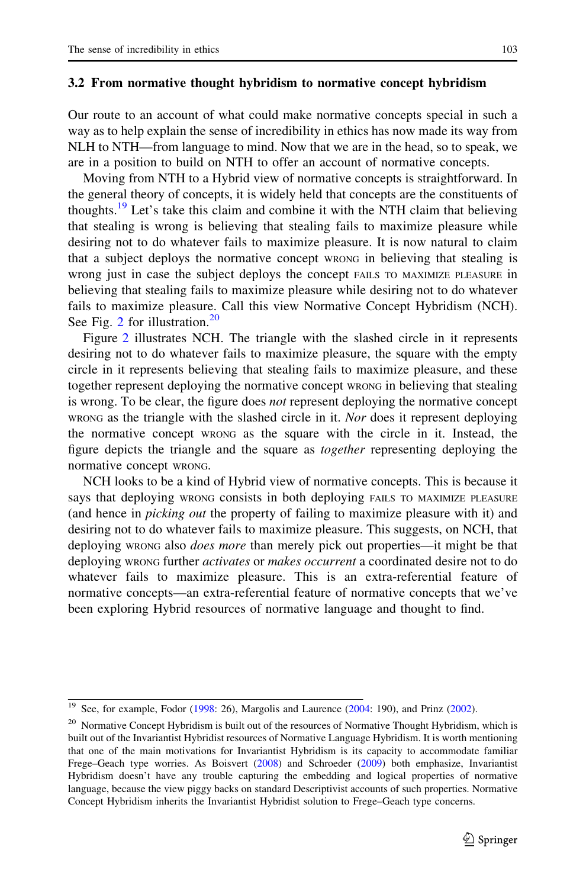### 3.2 From normative thought hybridism to normative concept hybridism

Our route to an account of what could make normative concepts special in such a way as to help explain the sense of incredibility in ethics has now made its way from NLH to NTH—from language to mind. Now that we are in the head, so to speak, we are in a position to build on NTH to offer an account of normative concepts.

Moving from NTH to a Hybrid view of normative concepts is straightforward. In the general theory of concepts, it is widely held that concepts are the constituents of thoughts.[19] Let's take this claim and combine it with the NTH claim that believing that stealing is wrong is believing that stealing fails to maximize pleasure while desiring not to do whatever fails to maximize pleasure. It is now natural to claim that a subject deploys the normative concept WRONG in believing that stealing is wrong just in case the subject deploys the concept FAILS TO MAXIMIZE PLEASURE in believing that stealing fails to maximize pleasure while desiring not to do whatever fails to maximize pleasure. Call this view Normative Concept Hybridism (NCH). See Fig. 2 for illustration.[20]

Figure 2 illustrates NCH. The triangle with the slashed circle in it represents desiring not to do whatever fails to maximize pleasure, the square with the empty circle in it represents believing that stealing fails to maximize pleasure, and these together represent deploying the normative concept WRONG in believing that stealing is wrong. To be clear, the figure does *not* represent deploying the normative concept WRONG as the triangle with the slashed circle in it. *Nor* does it represent deploying the normative concept WRONG as the square with the circle in it. Instead, the figure depicts the triangle and the square as *together* representing deploying the normative concept WRONG.

NCH looks to be a kind of Hybrid view of normative concepts. This is because it says that deploying WRONG consists in both deploying FAILS TO MAXIMIZE PLEASURE (and hence in *picking out* the property of failing to maximize pleasure with it) and desiring not to do whatever fails to maximize pleasure. This suggests, on NCH, that deploying WRONG also *does more* than merely pick out properties—it might be that deploying WRONG further *activates* or *makes occurrent* a coordinated desire not to do whatever fails to maximize pleasure. This is an extra-referential feature of normative concepts—an extra-referential feature of normative concepts that we've been exploring Hybrid resources of normative language and thought to find.

---

[19] See, for example, Fodor (1998: 26), Margolis and Laurence (2004: 190), and Prinz (2002).

[20] Normative Concept Hybridism is built out of the resources of Normative Thought Hybridism, which is built out of the Invariantist Hybridist resources of Normative Language Hybridism. It is worth mentioning that one of the main motivations for Invariantist Hybridism is its capacity to accommodate familiar Frege–Geach type worries. As Boisvert (2008) and Schroeder (2009) both emphasize, Invariantist Hybridism doesn't have any trouble capturing the embedding and logical properties of normative language, because the view piggy backs on standard Descriptivist accounts of such properties. Normative Concept Hybridism inherits the Invariantist Hybridist solution to Frege–Geach type concerns.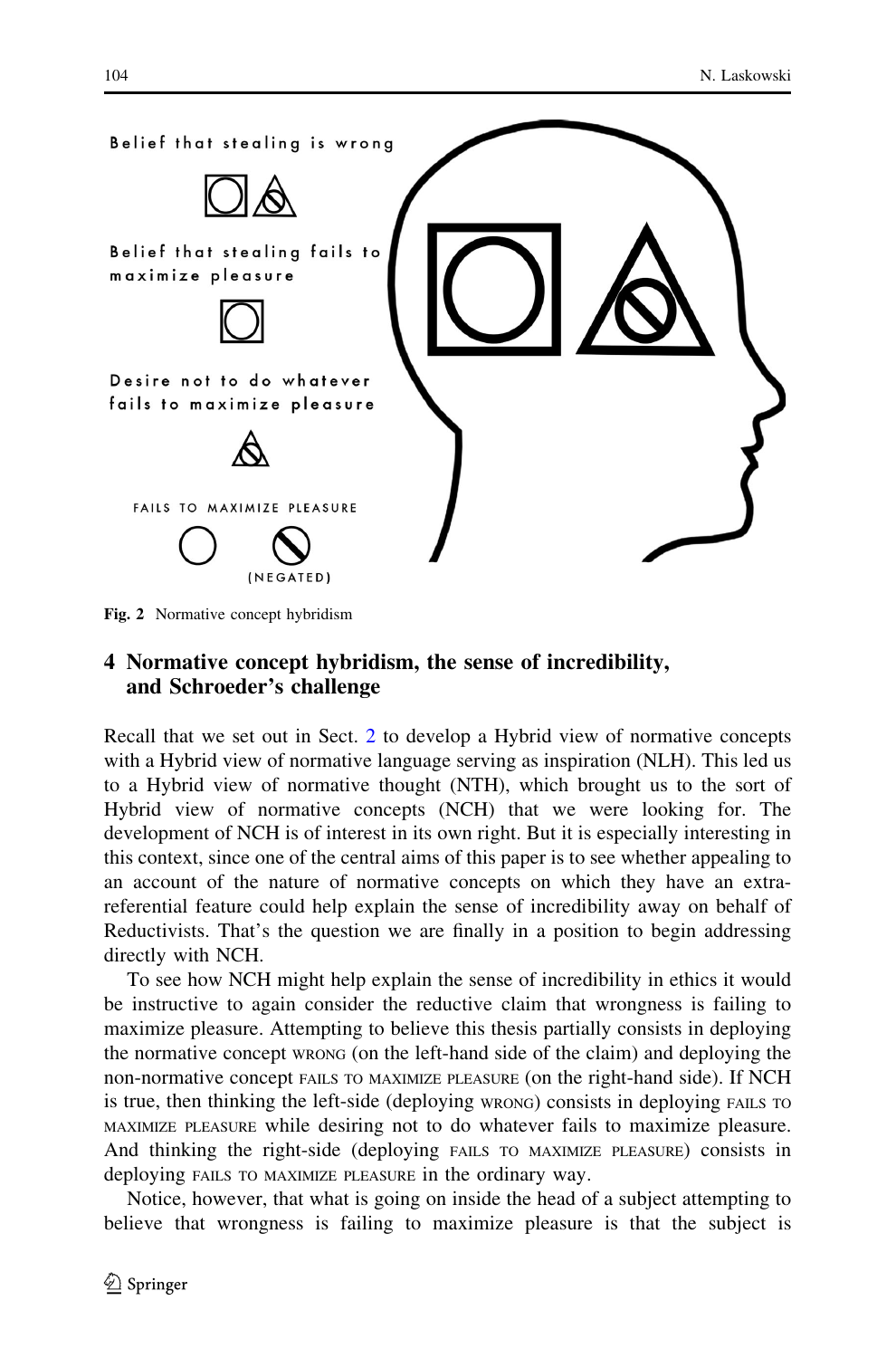Belief that stealing is wrong

Belief that stealing fails to maximize pleasure

Desire not to do whatever fails to maximize pleasure

FAILS TO MAXIMIZE PLEASURE

(NEGATED)

**Fig. 2** Normative concept hybridism

## 4 Normative concept hybridism, the sense of incredibility, and Schroeder's challenge

Recall that we set out in Sect. 2 to develop a Hybrid view of normative concepts with a Hybrid view of normative language serving as inspiration (NLH). This led us to a Hybrid view of normative thought (NTH), which brought us to the sort of Hybrid view of normative concepts (NCH) that we were looking for. The development of NCH is of interest in its own right. But it is especially interesting in this context, since one of the central aims of this paper is to see whether appealing to an account of the nature of normative concepts on which they have an extra-referential feature could help explain the sense of incredibility away on behalf of Reductivists. That's the question we are finally in a position to begin addressing directly with NCH.

To see how NCH might help explain the sense of incredibility in ethics it would be instructive to again consider the reductive claim that wrongness is failing to maximize pleasure. Attempting to believe this thesis partially consists in deploying the normative concept WRONG (on the left-hand side of the claim) and deploying the non-normative concept FAILS TO MAXIMIZE PLEASURE (on the right-hand side). If NCH is true, then thinking the left-side (deploying WRONG) consists in deploying FAILS TO MAXIMIZE PLEASURE while desiring not to do whatever fails to maximize pleasure. And thinking the right-side (deploying FAILS TO MAXIMIZE PLEASURE) consists in deploying FAILS TO MAXIMIZE PLEASURE in the ordinary way.

Notice, however, that what is going on inside the head of a subject attempting to believe that wrongness is failing to maximize pleasure is that the subject is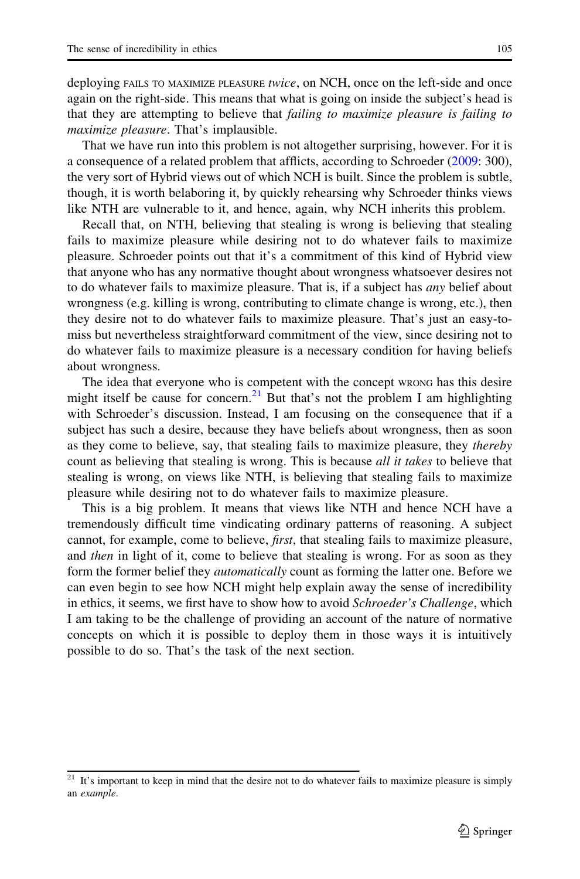deploying FAILS TO MAXIMIZE PLEASURE *twice*, on NCH, once on the left-side and once again on the right-side. This means that what is going on inside the subject's head is that they are attempting to believe that *failing to maximize pleasure is failing to maximize pleasure*. That's implausible.

That we have run into this problem is not altogether surprising, however. For it is a consequence of a related problem that afflicts, according to Schroeder (2009: 300), the very sort of Hybrid views out of which NCH is built. Since the problem is subtle, though, it is worth belaboring it, by quickly rehearsing why Schroeder thinks views like NTH are vulnerable to it, and hence, again, why NCH inherits this problem.

Recall that, on NTH, believing that stealing is wrong is believing that stealing fails to maximize pleasure while desiring not to do whatever fails to maximize pleasure. Schroeder points out that it's a commitment of this kind of Hybrid view that anyone who has any normative thought about wrongness whatsoever desires not to do whatever fails to maximize pleasure. That is, if a subject has *any* belief about wrongness (e.g. killing is wrong, contributing to climate change is wrong, etc.), then they desire not to do whatever fails to maximize pleasure. That's just an easy-to-miss but nevertheless straightforward commitment of the view, since desiring not to do whatever fails to maximize pleasure is a necessary condition for having beliefs about wrongness.

The idea that everyone who is competent with the concept WRONG has this desire might itself be cause for concern.[21] But that's not the problem I am highlighting with Schroeder's discussion. Instead, I am focusing on the consequence that if a subject has such a desire, because they have beliefs about wrongness, then as soon as they come to believe, say, that stealing fails to maximize pleasure, they *thereby* count as believing that stealing is wrong. This is because *all it takes* to believe that stealing is wrong, on views like NTH, is believing that stealing fails to maximize pleasure while desiring not to do whatever fails to maximize pleasure.

This is a big problem. It means that views like NTH and hence NCH have a tremendously difficult time vindicating ordinary patterns of reasoning. A subject cannot, for example, come to believe, *first*, that stealing fails to maximize pleasure, and *then* in light of it, come to believe that stealing is wrong. For as soon as they form the former belief they *automatically* count as forming the latter one. Before we can even begin to see how NCH might help explain away the sense of incredibility in ethics, it seems, we first have to show how to avoid *Schroeder's Challenge*, which I am taking to be the challenge of providing an account of the nature of normative concepts on which it is possible to deploy them in those ways it is intuitively possible to do so. That's the task of the next section.

---

[21] It's important to keep in mind that the desire not to do whatever fails to maximize pleasure is simply an *example*.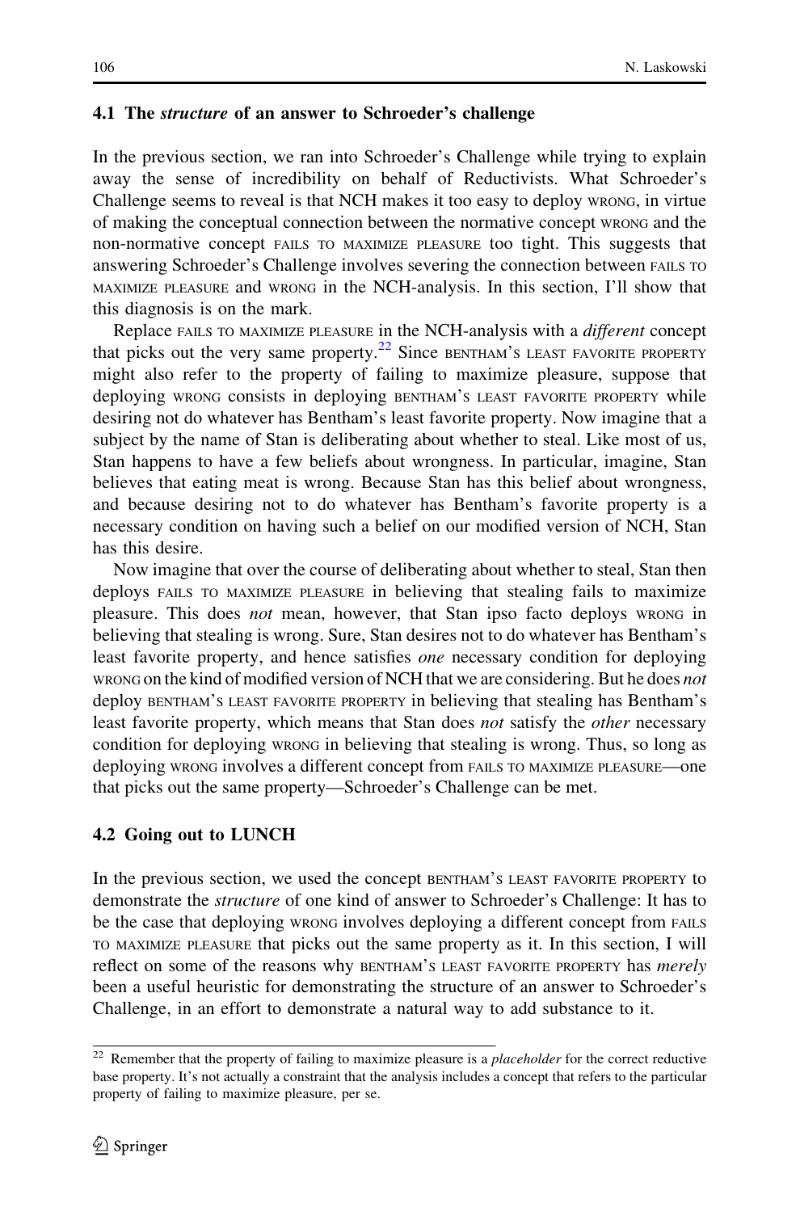### 4.1 The *structure* of an answer to Schroeder's challenge

In the previous section, we ran into Schroeder's Challenge while trying to explain away the sense of incredibility on behalf of Reductivists. What Schroeder's Challenge seems to reveal is that NCH makes it too easy to deploy WRONG, in virtue of making the conceptual connection between the normative concept WRONG and the non-normative concept FAILS TO MAXIMIZE PLEASURE too tight. This suggests that answering Schroeder's Challenge involves severing the connection between FAILS TO MAXIMIZE PLEASURE and WRONG in the NCH-analysis. In this section, I'll show that this diagnosis is on the mark.

Replace FAILS TO MAXIMIZE PLEASURE in the NCH-analysis with a *different* concept that picks out the very same property.[22] Since BENTHAM'S LEAST FAVORITE PROPERTY might also refer to the property of failing to maximize pleasure, suppose that deploying WRONG consists in deploying BENTHAM'S LEAST FAVORITE PROPERTY while desiring not do whatever has Bentham's least favorite property. Now imagine that a subject by the name of Stan is deliberating about whether to steal. Like most of us, Stan happens to have a few beliefs about wrongness. In particular, imagine, Stan believes that eating meat is wrong. Because Stan has this belief about wrongness, and because desiring not to do whatever has Bentham's favorite property is a necessary condition on having such a belief on our modified version of NCH, Stan has this desire.

Now imagine that over the course of deliberating about whether to steal, Stan then deploys FAILS TO MAXIMIZE PLEASURE in believing that stealing fails to maximize pleasure. This does *not* mean, however, that Stan ipso facto deploys WRONG in believing that stealing is wrong. Sure, Stan desires not to do whatever has Bentham's least favorite property, and hence satisfies *one* necessary condition for deploying WRONG on the kind of modified version of NCH that we are considering. But he does *not* deploy BENTHAM'S LEAST FAVORITE PROPERTY in believing that stealing has Bentham's least favorite property, which means that Stan does *not* satisfy the *other* necessary condition for deploying WRONG in believing that stealing is wrong. Thus, so long as deploying WRONG involves a different concept from FAILS TO MAXIMIZE PLEASURE—one that picks out the same property—Schroeder's Challenge can be met.

### 4.2 Going out to LUNCH

In the previous section, we used the concept BENTHAM'S LEAST FAVORITE PROPERTY to demonstrate the *structure* of one kind of answer to Schroeder's Challenge: It has to be the case that deploying WRONG involves deploying a different concept from FAILS TO MAXIMIZE PLEASURE that picks out the same property as it. In this section, I will reflect on some of the reasons why BENTHAM'S LEAST FAVORITE PROPERTY has *merely* been a useful heuristic for demonstrating the structure of an answer to Schroeder's Challenge, in an effort to demonstrate a natural way to add substance to it.

[22] Remember that the property of failing to maximize pleasure is a *placeholder* for the correct reductive base property. It's not actually a constraint that the analysis includes a concept that refers to the particular property of failing to maximize pleasure, per se.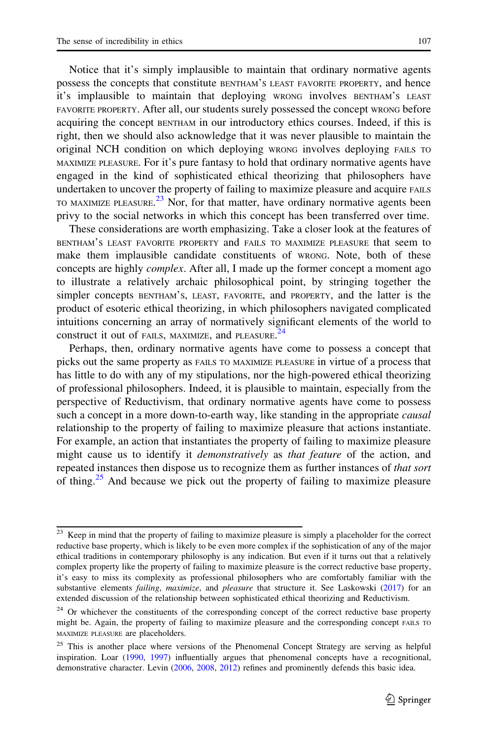Notice that it's simply implausible to maintain that ordinary normative agents possess the concepts that constitute BENTHAM'S LEAST FAVORITE PROPERTY, and hence it's implausible to maintain that deploying WRONG involves BENTHAM'S LEAST FAVORITE PROPERTY. After all, our students surely possessed the concept WRONG before acquiring the concept BENTHAM in our introductory ethics courses. Indeed, if this is right, then we should also acknowledge that it was never plausible to maintain the original NCH condition on which deploying WRONG involves deploying FAILS TO MAXIMIZE PLEASURE. For it's pure fantasy to hold that ordinary normative agents have engaged in the kind of sophisticated ethical theorizing that philosophers have undertaken to uncover the property of failing to maximize pleasure and acquire FAILS TO MAXIMIZE PLEASURE.[23] Nor, for that matter, have ordinary normative agents been privy to the social networks in which this concept has been transferred over time.

These considerations are worth emphasizing. Take a closer look at the features of BENTHAM'S LEAST FAVORITE PROPERTY and FAILS TO MAXIMIZE PLEASURE that seem to make them implausible candidate constituents of WRONG. Note, both of these concepts are highly *complex*. After all, I made up the former concept a moment ago to illustrate a relatively archaic philosophical point, by stringing together the simpler concepts BENTHAM'S, LEAST, FAVORITE, and PROPERTY, and the latter is the product of esoteric ethical theorizing, in which philosophers navigated complicated intuitions concerning an array of normatively significant elements of the world to construct it out of FAILS, MAXIMIZE, and PLEASURE.[24]

Perhaps, then, ordinary normative agents have come to possess a concept that picks out the same property as FAILS TO MAXIMIZE PLEASURE in virtue of a process that has little to do with any of my stipulations, nor the high-powered ethical theorizing of professional philosophers. Indeed, it is plausible to maintain, especially from the perspective of Reductivism, that ordinary normative agents have come to possess such a concept in a more down-to-earth way, like standing in the appropriate *causal* relationship to the property of failing to maximize pleasure that actions instantiate. For example, an action that instantiates the property of failing to maximize pleasure might cause us to identify it *demonstratively* as *that feature* of the action, and repeated instances then dispose us to recognize them as further instances of *that sort* of thing.[25] And because we pick out the property of failing to maximize pleasure

---

[23] Keep in mind that the property of failing to maximize pleasure is simply a placeholder for the correct reductive base property, which is likely to be even more complex if the sophistication of any of the major ethical traditions in contemporary philosophy is any indication. But even if it turns out that a relatively complex property like the property of failing to maximize pleasure is the correct reductive base property, it's easy to miss its complexity as professional philosophers who are comfortably familiar with the substantive elements *failing*, *maximize*, and *pleasure* that structure it. See Laskowski (2017) for an extended discussion of the relationship between sophisticated ethical theorizing and Reductivism.

[24] Or whichever the constituents of the corresponding concept of the correct reductive base property might be. Again, the property of failing to maximize pleasure and the corresponding concept FAILS TO MAXIMIZE PLEASURE are placeholders.

[25] This is another place where versions of the Phenomenal Concept Strategy are serving as helpful inspiration. Loar (1990, 1997) influentially argues that phenomenal concepts have a recognitional, demonstrative character. Levin (2006, 2008, 2012) refines and prominently defends this basic idea.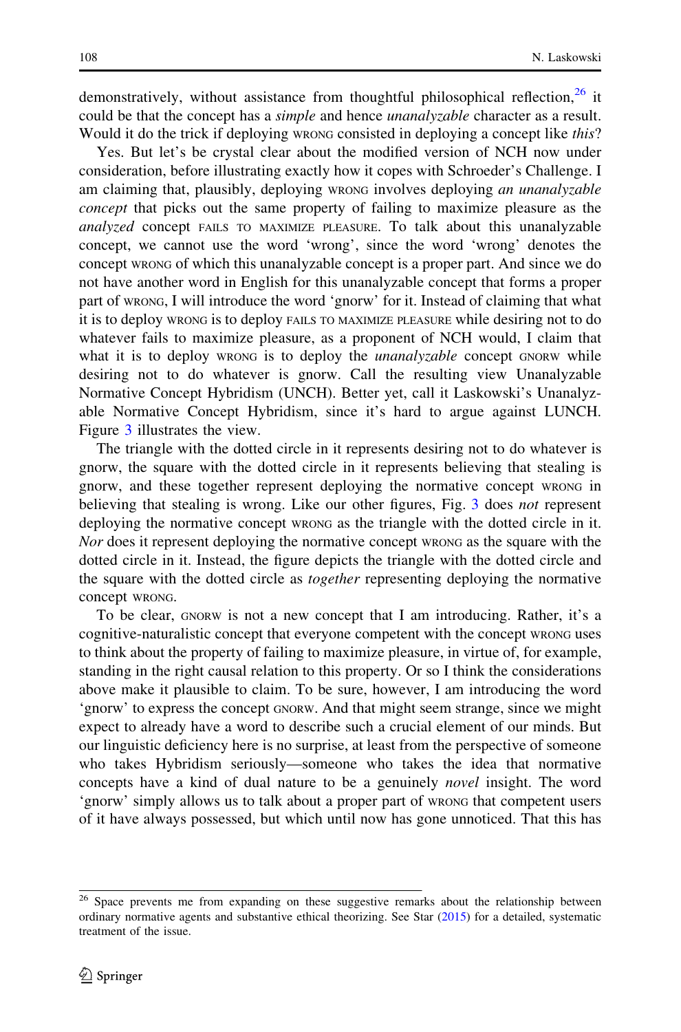demonstratively, without assistance from thoughtful philosophical reflection,[26] it could be that the concept has a *simple* and hence *unanalyzable* character as a result. Would it do the trick if deploying WRONG consisted in deploying a concept like *this*?

Yes. But let's be crystal clear about the modified version of NCH now under consideration, before illustrating exactly how it copes with Schroeder's Challenge. I am claiming that, plausibly, deploying WRONG involves deploying *an unanalyzable concept* that picks out the same property of failing to maximize pleasure as the *analyzed* concept FAILS TO MAXIMIZE PLEASURE. To talk about this unanalyzable concept, we cannot use the word 'wrong', since the word 'wrong' denotes the concept WRONG of which this unanalyzable concept is a proper part. And since we do not have another word in English for this unanalyzable concept that forms a proper part of WRONG, I will introduce the word 'gnorw' for it. Instead of claiming that what it is to deploy WRONG is to deploy FAILS TO MAXIMIZE PLEASURE while desiring not to do whatever fails to maximize pleasure, as a proponent of NCH would, I claim that what it is to deploy WRONG is to deploy the *unanalyzable* concept GNORW while desiring not to do whatever is gnorw. Call the resulting view Unanalyzable Normative Concept Hybridism (UNCH). Better yet, call it Laskowski's Unanalyzable Normative Concept Hybridism, since it's hard to argue against LUNCH. Figure 3 illustrates the view.

The triangle with the dotted circle in it represents desiring not to do whatever is gnorw, the square with the dotted circle in it represents believing that stealing is gnorw, and these together represent deploying the normative concept WRONG in believing that stealing is wrong. Like our other figures, Fig. 3 does *not* represent deploying the normative concept WRONG as the triangle with the dotted circle in it. *Nor* does it represent deploying the normative concept WRONG as the square with the dotted circle in it. Instead, the figure depicts the triangle with the dotted circle and the square with the dotted circle as *together* representing deploying the normative concept WRONG.

To be clear, GNORW is not a new concept that I am introducing. Rather, it's a cognitive-naturalistic concept that everyone competent with the concept WRONG uses to think about the property of failing to maximize pleasure, in virtue of, for example, standing in the right causal relation to this property. Or so I think the considerations above make it plausible to claim. To be sure, however, I am introducing the word 'gnorw' to express the concept GNORW. And that might seem strange, since we might expect to already have a word to describe such a crucial element of our minds. But our linguistic deficiency here is no surprise, at least from the perspective of someone who takes Hybridism seriously—someone who takes the idea that normative concepts have a kind of dual nature to be a genuinely *novel* insight. The word 'gnorw' simply allows us to talk about a proper part of WRONG that competent users of it have always possessed, but which until now has gone unnoticed. That this has

[26] Space prevents me from expanding on these suggestive remarks about the relationship between ordinary normative agents and substantive ethical theorizing. See Star (2015) for a detailed, systematic treatment of the issue.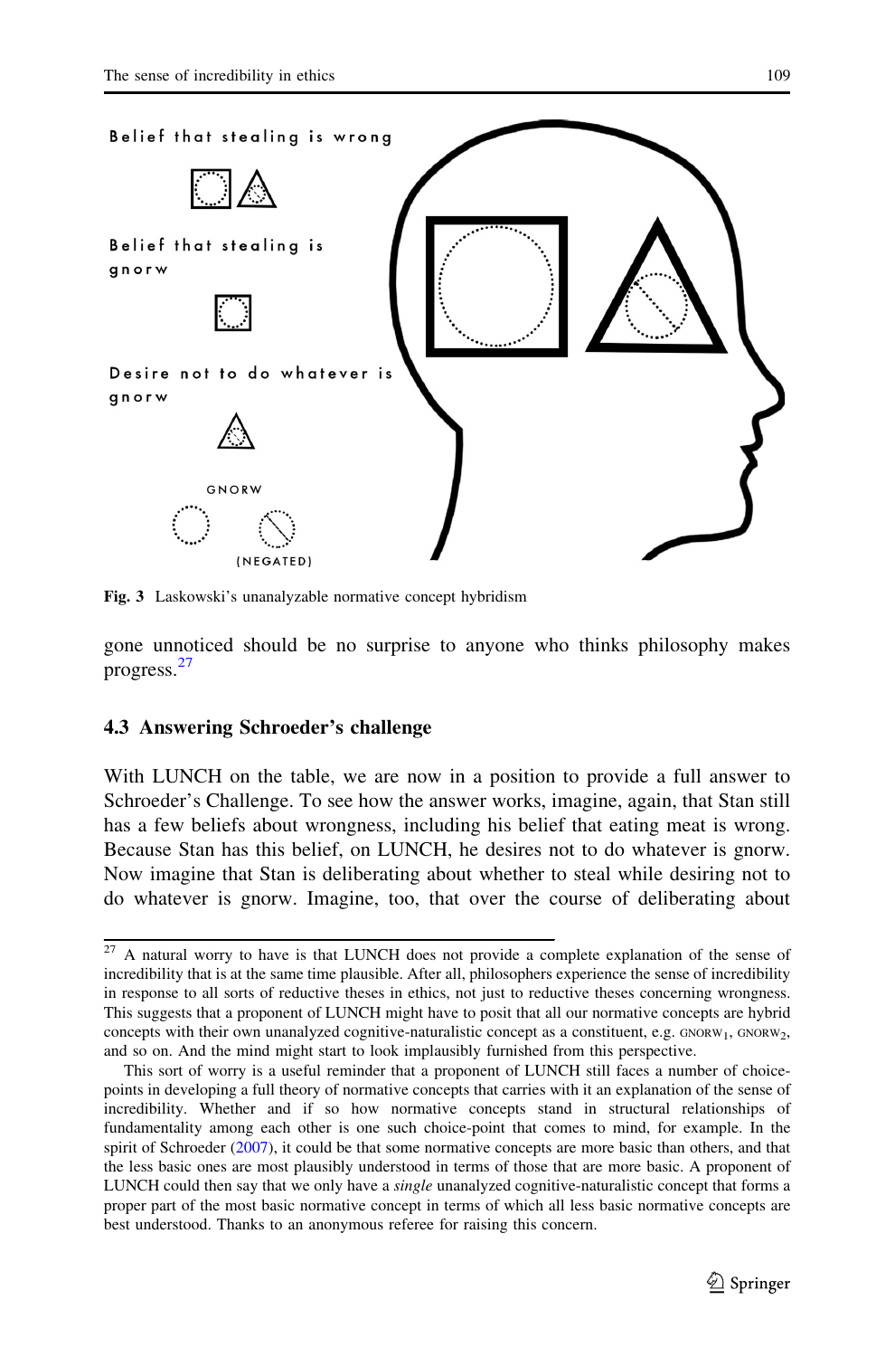Fig. 3 Laskowski's unanalyzable normative concept hybridism

gone unnoticed should be no surprise to anyone who thinks philosophy makes progress.[27]

### 4.3 Answering Schroeder's challenge

With LUNCH on the table, we are now in a position to provide a full answer to Schroeder's Challenge. To see how the answer works, imagine, again, that Stan still has a few beliefs about wrongness, including his belief that eating meat is wrong. Because Stan has this belief, on LUNCH, he desires not to do whatever is gnorw. Now imagine that Stan is deliberating about whether to steal while desiring not to do whatever is gnorw. Imagine, too, that over the course of deliberating about

---

[27] A natural worry to have is that LUNCH does not provide a complete explanation of the sense of incredibility that is at the same time plausible. After all, philosophers experience the sense of incredibility in response to all sorts of reductive theses in ethics, not just to reductive theses concerning wrongness. This suggests that a proponent of LUNCH might have to posit that all our normative concepts are hybrid concepts with their own unanalyzed cognitive-naturalistic concept as a constituent, e.g. $\text{GNORW}_1$, $\text{GNORW}_2$, and so on. And the mind might start to look implausibly furnished from this perspective.

This sort of worry is a useful reminder that a proponent of LUNCH still faces a number of choice-points in developing a full theory of normative concepts that carries with it an explanation of the sense of incredibility. Whether and if so how normative concepts stand in structural relationships of fundamentality among each other is one such choice-point that comes to mind, for example. In the spirit of Schroeder (2007), it could be that some normative concepts are more basic than others, and that the less basic ones are most plausibly understood in terms of those that are more basic. A proponent of LUNCH could then say that we only have a *single* unanalyzed cognitive-naturalistic concept that forms a proper part of the most basic normative concept in terms of which all less basic normative concepts are best understood. Thanks to an anonymous referee for raising this concern.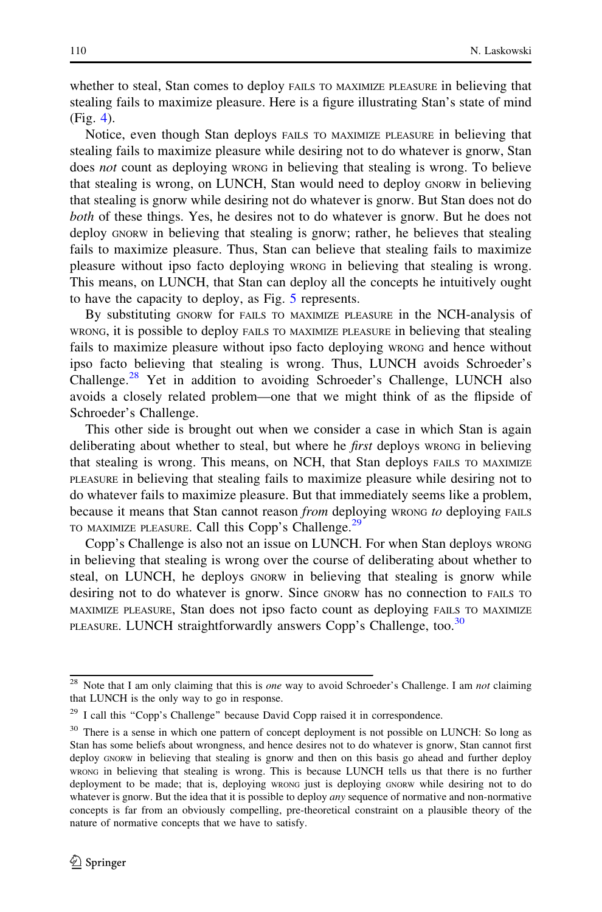whether to steal, Stan comes to deploy FAILS TO MAXIMIZE PLEASURE in believing that stealing fails to maximize pleasure. Here is a figure illustrating Stan's state of mind (Fig. 4).

Notice, even though Stan deploys FAILS TO MAXIMIZE PLEASURE in believing that stealing fails to maximize pleasure while desiring not to do whatever is gnorw, Stan does *not* count as deploying WRONG in believing that stealing is wrong. To believe that stealing is wrong, on LUNCH, Stan would need to deploy GNORW in believing that stealing is gnorw while desiring not do whatever is gnorw. But Stan does not do *both* of these things. Yes, he desires not to do whatever is gnorw. But he does not deploy GNORW in believing that stealing is gnorw; rather, he believes that stealing fails to maximize pleasure. Thus, Stan can believe that stealing fails to maximize pleasure without ipso facto deploying WRONG in believing that stealing is wrong. This means, on LUNCH, that Stan can deploy all the concepts he intuitively ought to have the capacity to deploy, as Fig. 5 represents.

By substituting GNORW for FAILS TO MAXIMIZE PLEASURE in the NCH-analysis of WRONG, it is possible to deploy FAILS TO MAXIMIZE PLEASURE in believing that stealing fails to maximize pleasure without ipso facto deploying WRONG and hence without ipso facto believing that stealing is wrong. Thus, LUNCH avoids Schroeder's Challenge.[28] Yet in addition to avoiding Schroeder's Challenge, LUNCH also avoids a closely related problem—one that we might think of as the flipside of Schroeder's Challenge.

This other side is brought out when we consider a case in which Stan is again deliberating about whether to steal, but where he *first* deploys WRONG in believing that stealing is wrong. This means, on NCH, that Stan deploys FAILS TO MAXIMIZE PLEASURE in believing that stealing fails to maximize pleasure while desiring not to do whatever fails to maximize pleasure. But that immediately seems like a problem, because it means that Stan cannot reason *from* deploying WRONG *to* deploying FAILS TO MAXIMIZE PLEASURE. Call this Copp's Challenge.[29]

Copp's Challenge is also not an issue on LUNCH. For when Stan deploys WRONG in believing that stealing is wrong over the course of deliberating about whether to steal, on LUNCH, he deploys GNORW in believing that stealing is gnorw while desiring not to do whatever is gnorw. Since GNORW has no connection to FAILS TO MAXIMIZE PLEASURE, Stan does not ipso facto count as deploying FAILS TO MAXIMIZE PLEASURE. LUNCH straightforwardly answers Copp's Challenge, too.[30]

---

[28] Note that I am only claiming that this is *one* way to avoid Schroeder's Challenge. I am *not* claiming that LUNCH is the only way to go in response.

[29] I call this "Copp's Challenge" because David Copp raised it in correspondence.

[30] There is a sense in which one pattern of concept deployment is not possible on LUNCH: So long as Stan has some beliefs about wrongness, and hence desires not to do whatever is gnorw, Stan cannot first deploy GNORW in believing that stealing is gnorw and then on this basis go ahead and further deploy WRONG in believing that stealing is wrong. This is because LUNCH tells us that there is no further deployment to be made; that is, deploying WRONG just is deploying GNORW while desiring not to do whatever is gnorw. But the idea that it is possible to deploy *any* sequence of normative and non-normative concepts is far from an obviously compelling, pre-theoretical constraint on a plausible theory of the nature of normative concepts that we have to satisfy.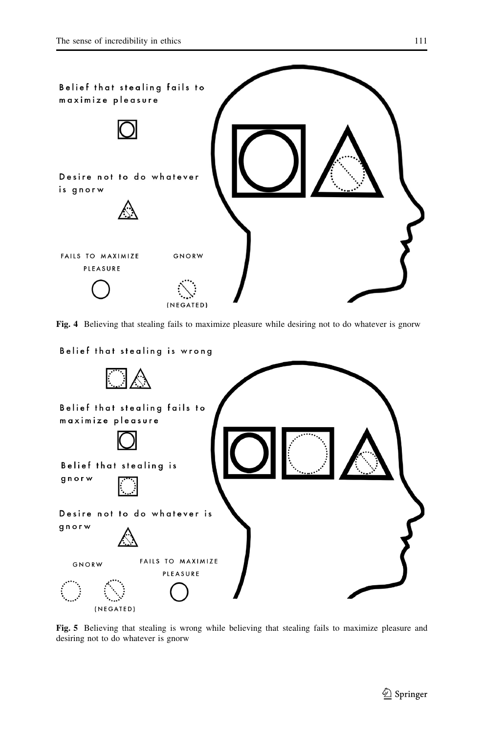Belief that stealing fails to maximize pleasure

Desire not to do whatever is gnorw

FAILS TO MAXIMIZE PLEASURE

GNORW (NEGATED)

**Fig. 4** Believing that stealing fails to maximize pleasure while desiring not to do whatever is gnorw

Belief that stealing is wrong

Belief that stealing fails to maximize pleasure

Belief that stealing is gnorw

Desire not to do whatever is gnorw

GNORW

(NEGATED)

FAILS TO MAXIMIZE PLEASURE

**Fig. 5** Believing that stealing is wrong while believing that stealing fails to maximize pleasure and desiring not to do whatever is gnorw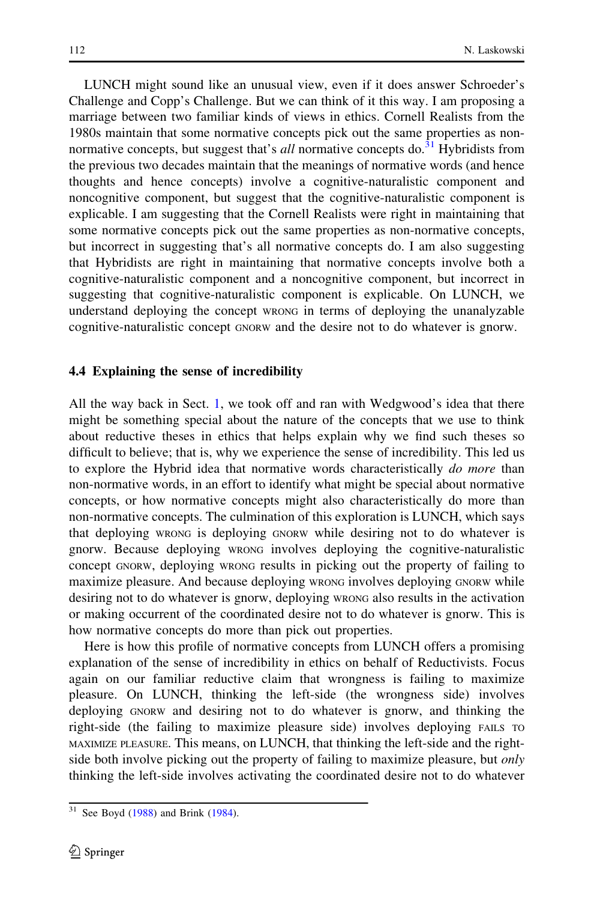LUNCH might sound like an unusual view, even if it does answer Schroeder's Challenge and Copp's Challenge. But we can think of it this way. I am proposing a marriage between two familiar kinds of views in ethics. Cornell Realists from the 1980s maintain that some normative concepts pick out the same properties as non-normative concepts, but suggest that's *all* normative concepts do.[31] Hybridists from the previous two decades maintain that the meanings of normative words (and hence thoughts and hence concepts) involve a cognitive-naturalistic component and noncognitive component, but suggest that the cognitive-naturalistic component is explicable. I am suggesting that the Cornell Realists were right in maintaining that some normative concepts pick out the same properties as non-normative concepts, but incorrect in suggesting that's all normative concepts do. I am also suggesting that Hybridists are right in maintaining that normative concepts involve both a cognitive-naturalistic component and a noncognitive component, but incorrect in suggesting that cognitive-naturalistic component is explicable. On LUNCH, we understand deploying the concept WRONG in terms of deploying the unanalyzable cognitive-naturalistic concept GNORW and the desire not to do whatever is gnorw.

### 4.4 Explaining the sense of incredibility

All the way back in Sect. 1, we took off and ran with Wedgwood's idea that there might be something special about the nature of the concepts that we use to think about reductive theses in ethics that helps explain why we find such theses so difficult to believe; that is, why we experience the sense of incredibility. This led us to explore the Hybrid idea that normative words characteristically *do more* than non-normative words, in an effort to identify what might be special about normative concepts, or how normative concepts might also characteristically do more than non-normative concepts. The culmination of this exploration is LUNCH, which says that deploying WRONG is deploying GNORW while desiring not to do whatever is gnorw. Because deploying WRONG involves deploying the cognitive-naturalistic concept GNORW, deploying WRONG results in picking out the property of failing to maximize pleasure. And because deploying WRONG involves deploying GNORW while desiring not to do whatever is gnorw, deploying WRONG also results in the activation or making occurrent of the coordinated desire not to do whatever is gnorw. This is how normative concepts do more than pick out properties.

Here is how this profile of normative concepts from LUNCH offers a promising explanation of the sense of incredibility in ethics on behalf of Reductivists. Focus again on our familiar reductive claim that wrongness is failing to maximize pleasure. On LUNCH, thinking the left-side (the wrongness side) involves deploying GNORW and desiring not to do whatever is gnorw, and thinking the right-side (the failing to maximize pleasure side) involves deploying FAILS TO MAXIMIZE PLEASURE. This means, on LUNCH, that thinking the left-side and the right-side both involve picking out the property of failing to maximize pleasure, but *only* thinking the left-side involves activating the coordinated desire not to do whatever

[31] See Boyd (1988) and Brink (1984).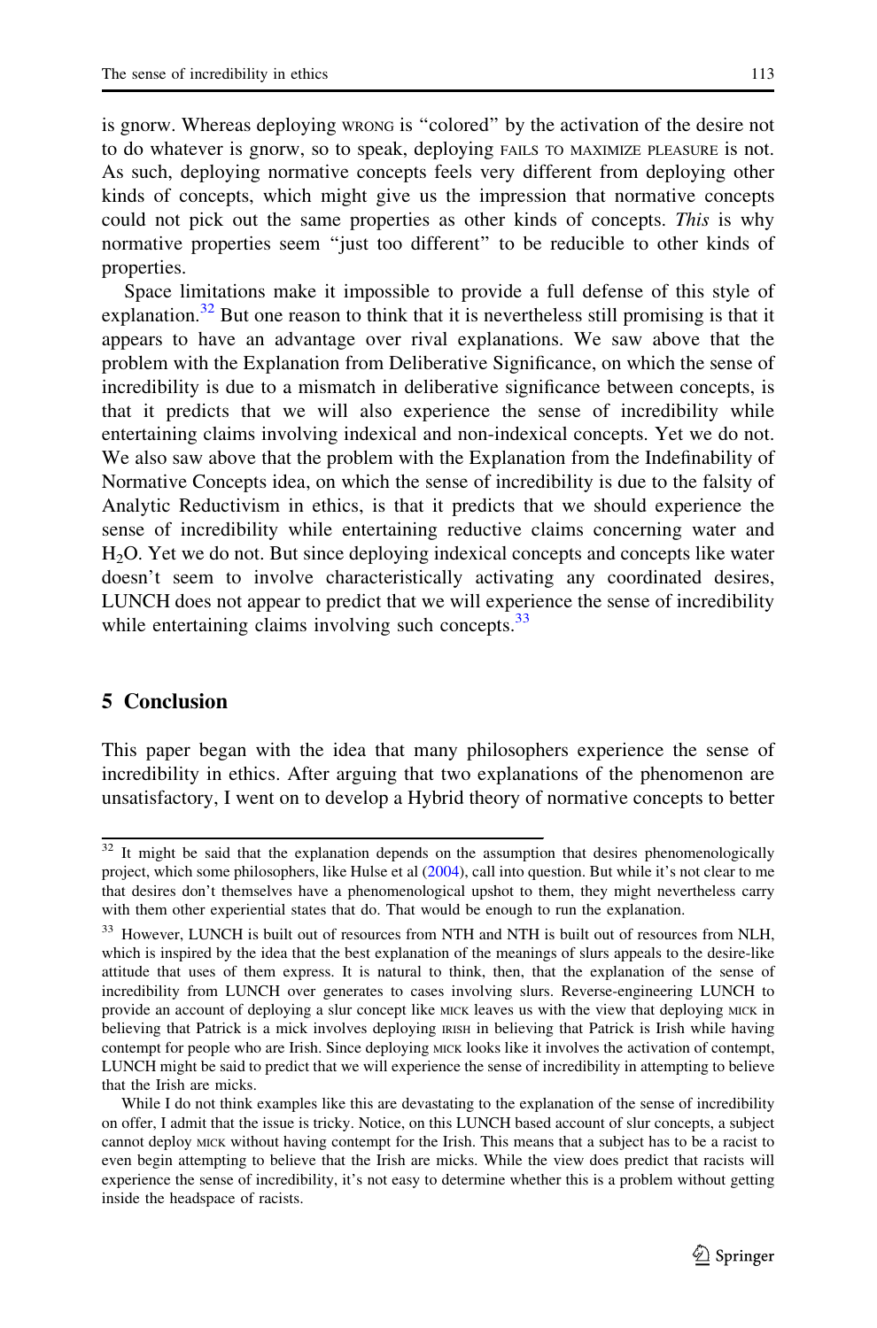is gnorw. Whereas deploying WRONG is "colored" by the activation of the desire not to do whatever is gnorw, so to speak, deploying FAILS TO MAXIMIZE PLEASURE is not. As such, deploying normative concepts feels very different from deploying other kinds of concepts, which might give us the impression that normative concepts could not pick out the same properties as other kinds of concepts. *This* is why normative properties seem "just too different" to be reducible to other kinds of properties.

Space limitations make it impossible to provide a full defense of this style of explanation.[32] But one reason to think that it is nevertheless still promising is that it appears to have an advantage over rival explanations. We saw above that the problem with the Explanation from Deliberative Significance, on which the sense of incredibility is due to a mismatch in deliberative significance between concepts, is that it predicts that we will also experience the sense of incredibility while entertaining claims involving indexical and non-indexical concepts. Yet we do not. We also saw above that the problem with the Explanation from the Indefinability of Normative Concepts idea, on which the sense of incredibility is due to the falsity of Analytic Reductivism in ethics, is that it predicts that we should experience the sense of incredibility while entertaining reductive claims concerning water and $H_2O$. Yet we do not. But since deploying indexical concepts and concepts like water doesn't seem to involve characteristically activating any coordinated desires, LUNCH does not appear to predict that we will experience the sense of incredibility while entertaining claims involving such concepts.[33]

## 5 Conclusion

This paper began with the idea that many philosophers experience the sense of incredibility in ethics. After arguing that two explanations of the phenomenon are unsatisfactory, I went on to develop a Hybrid theory of normative concepts to better

---

[32] It might be said that the explanation depends on the assumption that desires phenomenologically project, which some philosophers, like Hulse et al (2004), call into question. But while it's not clear to me that desires don't themselves have a phenomenological upshot to them, they might nevertheless carry with them other experiential states that do. That would be enough to run the explanation.

[33] However, LUNCH is built out of resources from NTH and NTH is built out of resources from NLH, which is inspired by the idea that the best explanation of the meanings of slurs appeals to the desire-like attitude that uses of them express. It is natural to think, then, that the explanation of the sense of incredibility from LUNCH over generates to cases involving slurs. Reverse-engineering LUNCH to provide an account of deploying a slur concept like MICK leaves us with the view that deploying MICK in believing that Patrick is a mick involves deploying IRISH in believing that Patrick is Irish while having contempt for people who are Irish. Since deploying MICK looks like it involves the activation of contempt, LUNCH might be said to predict that we will experience the sense of incredibility in attempting to believe that the Irish are micks.

While I do not think examples like this are devastating to the explanation of the sense of incredibility on offer, I admit that the issue is tricky. Notice, on this LUNCH based account of slur concepts, a subject cannot deploy MICK without having contempt for the Irish. This means that a subject has to be a racist to even begin attempting to believe that the Irish are micks. While the view does predict that racists will experience the sense of incredibility, it's not easy to determine whether this is a problem without getting inside the headspace of racists.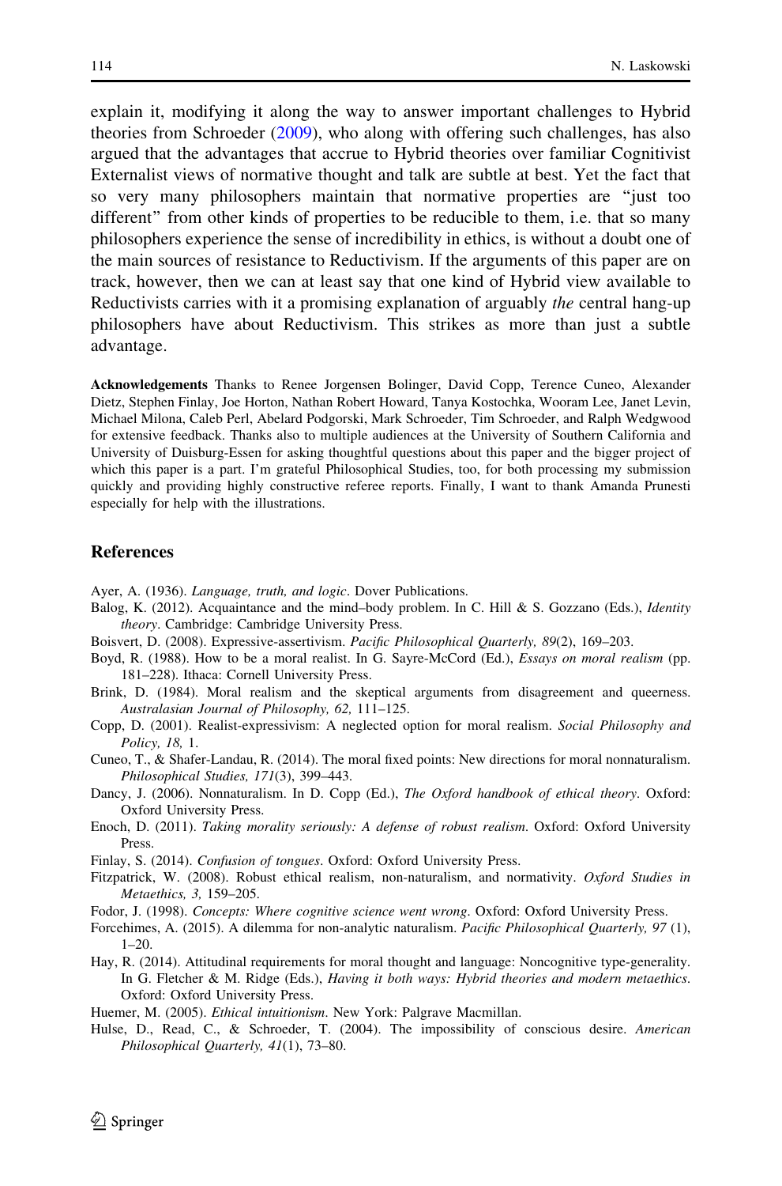explain it, modifying it along the way to answer important challenges to Hybrid theories from Schroeder (2009), who along with offering such challenges, has also argued that the advantages that accrue to Hybrid theories over familiar Cognitivist Externalist views of normative thought and talk are subtle at best. Yet the fact that so very many philosophers maintain that normative properties are "just too different" from other kinds of properties to be reducible to them, i.e. that so many philosophers experience the sense of incredibility in ethics, is without a doubt one of the main sources of resistance to Reductivism. If the arguments of this paper are on track, however, then we can at least say that one kind of Hybrid view available to Reductivists carries with it a promising explanation of arguably *the* central hang-up philosophers have about Reductivism. This strikes as more than just a subtle advantage.

**Acknowledgements** Thanks to Renee Jorgensen Bolinger, David Copp, Terence Cuneo, Alexander Dietz, Stephen Finlay, Joe Horton, Nathan Robert Howard, Tanya Kostochka, Wooram Lee, Janet Levin, Michael Milona, Caleb Perl, Abelard Podgorski, Mark Schroeder, Tim Schroeder, and Ralph Wedgwood for extensive feedback. Thanks also to multiple audiences at the University of Southern California and University of Duisburg-Essen for asking thoughtful questions about this paper and the bigger project of which this paper is a part. I'm grateful Philosophical Studies, too, for both processing my submission quickly and providing highly constructive referee reports. Finally, I want to thank Amanda Prunesti especially for help with the illustrations.

## References

Ayer, A. (1936). *Language, truth, and logic*. Dover Publications.

Balog, K. (2012). Acquaintance and the mind–body problem. In C. Hill & S. Gozzano (Eds.), *Identity theory*. Cambridge: Cambridge University Press.

Boisvert, D. (2008). Expressive-assertivism. *Pacific Philosophical Quarterly, 89*(2), 169–203.

Boyd, R. (1988). How to be a moral realist. In G. Sayre-McCord (Ed.), *Essays on moral realism* (pp. 181–228). Ithaca: Cornell University Press.

Brink, D. (1984). Moral realism and the skeptical arguments from disagreement and queerness. *Australasian Journal of Philosophy, 62,* 111–125.

Copp, D. (2001). Realist-expressivism: A neglected option for moral realism. *Social Philosophy and Policy, 18,* 1.

Cuneo, T., & Shafer-Landau, R. (2014). The moral fixed points: New directions for moral nonnaturalism. *Philosophical Studies, 171*(3), 399–443.

Dancy, J. (2006). Nonnaturalism. In D. Copp (Ed.), *The Oxford handbook of ethical theory*. Oxford: Oxford University Press.

Enoch, D. (2011). *Taking morality seriously: A defense of robust realism*. Oxford: Oxford University Press.

Finlay, S. (2014). *Confusion of tongues*. Oxford: Oxford University Press.

Fitzpatrick, W. (2008). Robust ethical realism, non-naturalism, and normativity. *Oxford Studies in Metaethics, 3,* 159–205.

Fodor, J. (1998). *Concepts: Where cognitive science went wrong*. Oxford: Oxford University Press.

Forcehimes, A. (2015). A dilemma for non-analytic naturalism. *Pacific Philosophical Quarterly, 97* (1), 1–20.

Hay, R. (2014). Attitudinal requirements for moral thought and language: Noncognitive type-generality. In G. Fletcher & M. Ridge (Eds.), *Having it both ways: Hybrid theories and modern metaethics*. Oxford: Oxford University Press.

Huemer, M. (2005). *Ethical intuitionism*. New York: Palgrave Macmillan.

Hulse, D., Read, C., & Schroeder, T. (2004). The impossibility of conscious desire. *American Philosophical Quarterly, 41*(1), 73–80.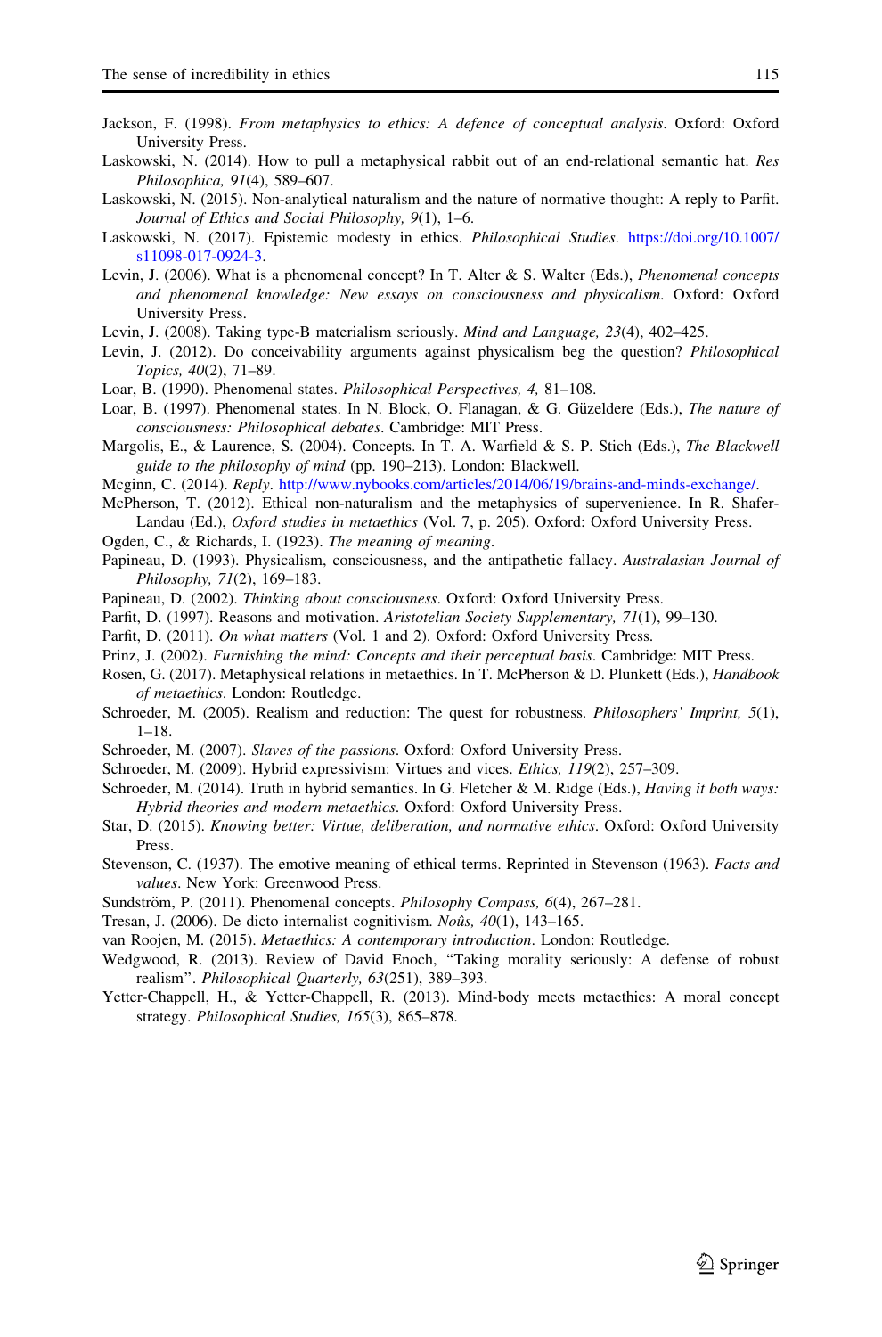Jackson, F. (1998). *From metaphysics to ethics: A defence of conceptual analysis*. Oxford: Oxford University Press.

Laskowski, N. (2014). How to pull a metaphysical rabbit out of an end-relational semantic hat. *Res Philosophica, 91*(4), 589–607.

Laskowski, N. (2015). Non-analytical naturalism and the nature of normative thought: A reply to Parfit. *Journal of Ethics and Social Philosophy, 9*(1), 1–6.

Laskowski, N. (2017). Epistemic modesty in ethics. *Philosophical Studies*. https://doi.org/10.1007/s11098-017-0924-3.

Levin, J. (2006). What is a phenomenal concept? In T. Alter & S. Walter (Eds.), *Phenomenal concepts and phenomenal knowledge: New essays on consciousness and physicalism*. Oxford: Oxford University Press.

Levin, J. (2008). Taking type-B materialism seriously. *Mind and Language, 23*(4), 402–425.

Levin, J. (2012). Do conceivability arguments against physicalism beg the question? *Philosophical Topics, 40*(2), 71–89.

Loar, B. (1990). Phenomenal states. *Philosophical Perspectives, 4*, 81–108.

Loar, B. (1997). Phenomenal states. In N. Block, O. Flanagan, & G. Güzeldere (Eds.), *The nature of consciousness: Philosophical debates*. Cambridge: MIT Press.

Margolis, E., & Laurence, S. (2004). Concepts. In T. A. Warfield & S. P. Stich (Eds.), *The Blackwell guide to the philosophy of mind* (pp. 190–213). London: Blackwell.

Mcginn, C. (2014). *Reply*. http://www.nybooks.com/articles/2014/06/19/brains-and-minds-exchange/.

McPherson, T. (2012). Ethical non-naturalism and the metaphysics of supervenience. In R. Shafer-Landau (Ed.), *Oxford studies in metaethics* (Vol. 7, p. 205). Oxford: Oxford University Press.

Ogden, C., & Richards, I. (1923). *The meaning of meaning*.

Papineau, D. (1993). Physicalism, consciousness, and the antipathetic fallacy. *Australasian Journal of Philosophy, 71*(2), 169–183.

Papineau, D. (2002). *Thinking about consciousness*. Oxford: Oxford University Press.

Parfit, D. (1997). Reasons and motivation. *Aristotelian Society Supplementary, 71*(1), 99–130.

Parfit, D. (2011). *On what matters* (Vol. 1 and 2). Oxford: Oxford University Press.

Prinz, J. (2002). *Furnishing the mind: Concepts and their perceptual basis*. Cambridge: MIT Press.

Rosen, G. (2017). Metaphysical relations in metaethics. In T. McPherson & D. Plunkett (Eds.), *Handbook of metaethics*. London: Routledge.

Schroeder, M. (2005). Realism and reduction: The quest for robustness. *Philosophers' Imprint, 5*(1), 1–18.

Schroeder, M. (2007). *Slaves of the passions*. Oxford: Oxford University Press.

Schroeder, M. (2009). Hybrid expressivism: Virtues and vices. *Ethics, 119*(2), 257–309.

Schroeder, M. (2014). Truth in hybrid semantics. In G. Fletcher & M. Ridge (Eds.), *Having it both ways: Hybrid theories and modern metaethics*. Oxford: Oxford University Press.

Star, D. (2015). *Knowing better: Virtue, deliberation, and normative ethics*. Oxford: Oxford University Press.

Stevenson, C. (1937). The emotive meaning of ethical terms. Reprinted in Stevenson (1963). *Facts and values*. New York: Greenwood Press.

Sundström, P. (2011). Phenomenal concepts. *Philosophy Compass, 6*(4), 267–281.

Tresan, J. (2006). De dicto internalist cognitivism. *Noûs, 40*(1), 143–165.

van Roojen, M. (2015). *Metaethics: A contemporary introduction*. London: Routledge.

Wedgwood, R. (2013). Review of David Enoch, "Taking morality seriously: A defense of robust realism". *Philosophical Quarterly, 63*(251), 389–393.

Yetter-Chappell, H., & Yetter-Chappell, R. (2013). Mind-body meets metaethics: A moral concept strategy. *Philosophical Studies, 165*(3), 865–878.